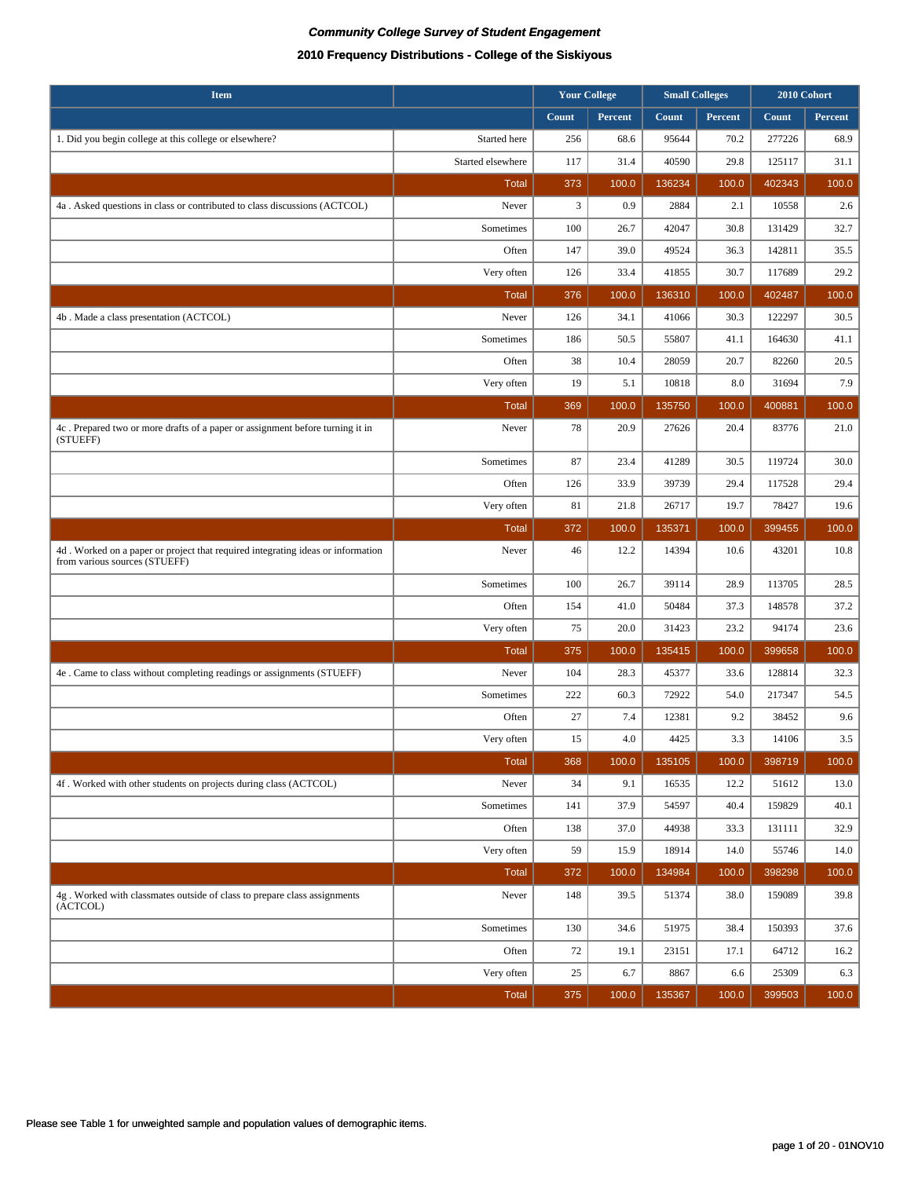***Community College Survey of Student Engagement***

**2010 Frequency Distributions - College of the Siskiyous**

| Item | | Your College | | Small Colleges | | 2010 Cohort | |
|---|---|---|---|---|---|---|---|
| | | Count | Percent | Count | Percent | Count | Percent |
| 1. Did you begin college at this college or elsewhere? | Started here | 256 | 68.6 | 95644 | 70.2 | 277226 | 68.9 |
| | Started elsewhere | 117 | 31.4 | 40590 | 29.8 | 125117 | 31.1 |
| | Total | 373 | 100.0 | 136234 | 100.0 | 402343 | 100.0 |
| 4a . Asked questions in class or contributed to class discussions (ACTCOL) | Never | 3 | 0.9 | 2884 | 2.1 | 10558 | 2.6 |
| | Sometimes | 100 | 26.7 | 42047 | 30.8 | 131429 | 32.7 |
| | Often | 147 | 39.0 | 49524 | 36.3 | 142811 | 35.5 |
| | Very often | 126 | 33.4 | 41855 | 30.7 | 117689 | 29.2 |
| | Total | 376 | 100.0 | 136310 | 100.0 | 402487 | 100.0 |
| 4b . Made a class presentation (ACTCOL) | Never | 126 | 34.1 | 41066 | 30.3 | 122297 | 30.5 |
| | Sometimes | 186 | 50.5 | 55807 | 41.1 | 164630 | 41.1 |
| | Often | 38 | 10.4 | 28059 | 20.7 | 82260 | 20.5 |
| | Very often | 19 | 5.1 | 10818 | 8.0 | 31694 | 7.9 |
| | Total | 369 | 100.0 | 135750 | 100.0 | 400881 | 100.0 |
| 4c . Prepared two or more drafts of a paper or assignment before turning it in (STUEFF) | Never | 78 | 20.9 | 27626 | 20.4 | 83776 | 21.0 |
| | Sometimes | 87 | 23.4 | 41289 | 30.5 | 119724 | 30.0 |
| | Often | 126 | 33.9 | 39739 | 29.4 | 117528 | 29.4 |
| | Very often | 81 | 21.8 | 26717 | 19.7 | 78427 | 19.6 |
| | Total | 372 | 100.0 | 135371 | 100.0 | 399455 | 100.0 |
| 4d . Worked on a paper or project that required integrating ideas or information from various sources (STUEFF) | Never | 46 | 12.2 | 14394 | 10.6 | 43201 | 10.8 |
| | Sometimes | 100 | 26.7 | 39114 | 28.9 | 113705 | 28.5 |
| | Often | 154 | 41.0 | 50484 | 37.3 | 148578 | 37.2 |
| | Very often | 75 | 20.0 | 31423 | 23.2 | 94174 | 23.6 |
| | Total | 375 | 100.0 | 135415 | 100.0 | 399658 | 100.0 |
| 4e . Came to class without completing readings or assignments (STUEFF) | Never | 104 | 28.3 | 45377 | 33.6 | 128814 | 32.3 |
| | Sometimes | 222 | 60.3 | 72922 | 54.0 | 217347 | 54.5 |
| | Often | 27 | 7.4 | 12381 | 9.2 | 38452 | 9.6 |
| | Very often | 15 | 4.0 | 4425 | 3.3 | 14106 | 3.5 |
| | Total | 368 | 100.0 | 135105 | 100.0 | 398719 | 100.0 |
| 4f . Worked with other students on projects during class (ACTCOL) | Never | 34 | 9.1 | 16535 | 12.2 | 51612 | 13.0 |
| | Sometimes | 141 | 37.9 | 54597 | 40.4 | 159829 | 40.1 |
| | Often | 138 | 37.0 | 44938 | 33.3 | 131111 | 32.9 |
| | Very often | 59 | 15.9 | 18914 | 14.0 | 55746 | 14.0 |
| | Total | 372 | 100.0 | 134984 | 100.0 | 398298 | 100.0 |
| 4g . Worked with classmates outside of class to prepare class assignments (ACTCOL) | Never | 148 | 39.5 | 51374 | 38.0 | 159089 | 39.8 |
| | Sometimes | 130 | 34.6 | 51975 | 38.4 | 150393 | 37.6 |
| | Often | 72 | 19.1 | 23151 | 17.1 | 64712 | 16.2 |
| | Very often | 25 | 6.7 | 8867 | 6.6 | 25309 | 6.3 |
| | Total | 375 | 100.0 | 135367 | 100.0 | 399503 | 100.0 |

Please see Table 1 for unweighted sample and population values of demographic items.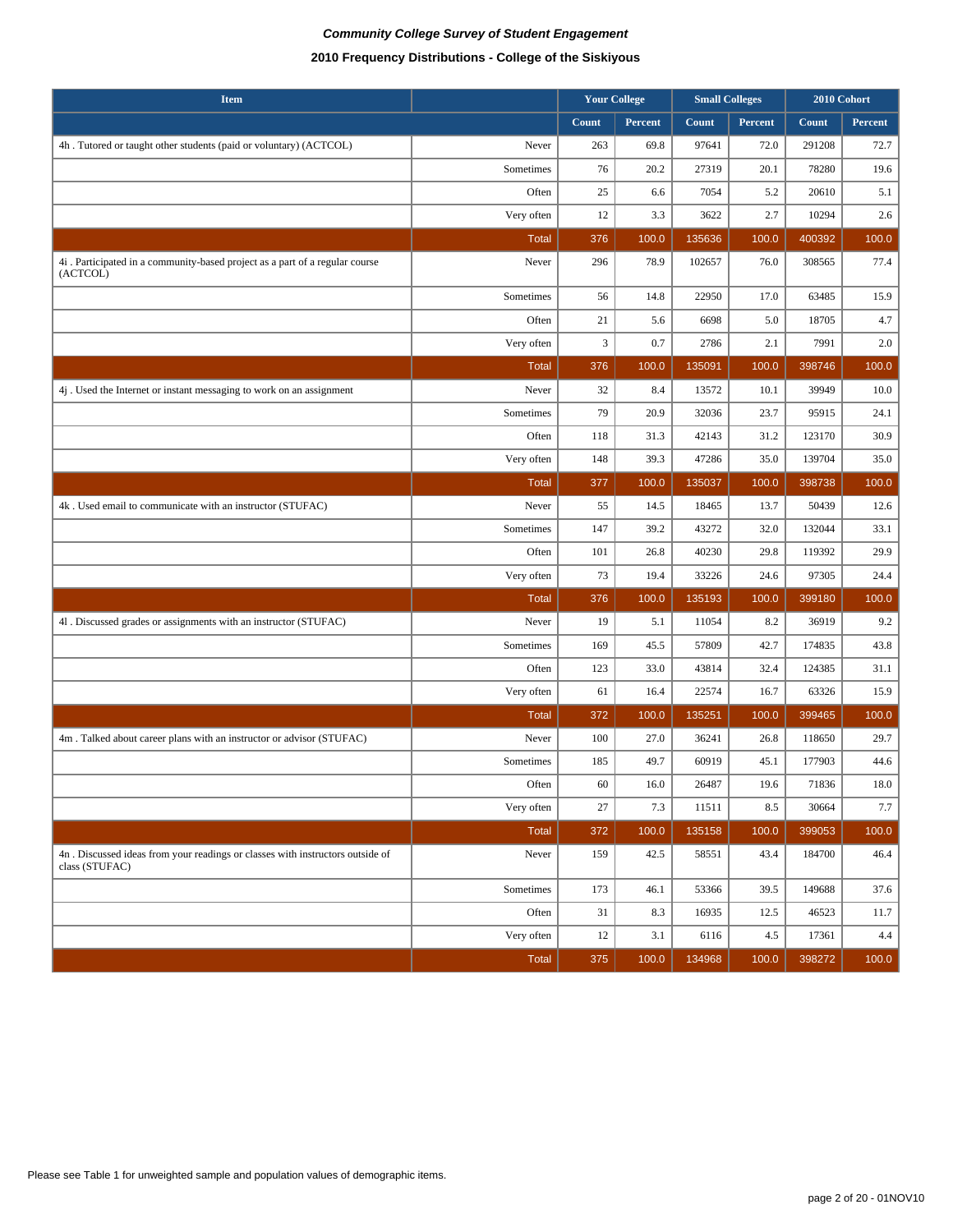*Community College Survey of Student Engagement*

**2010 Frequency Distributions - College of the Siskiyous**

| Item | | Your College | | Small Colleges | | 2010 Cohort | |
|---|---|---|---|---|---|---|---|
| | | Count | Percent | Count | Percent | Count | Percent |
| 4h . Tutored or taught other students (paid or voluntary) (ACTCOL) | Never | 263 | 69.8 | 97641 | 72.0 | 291208 | 72.7 |
| | Sometimes | 76 | 20.2 | 27319 | 20.1 | 78280 | 19.6 |
| | Often | 25 | 6.6 | 7054 | 5.2 | 20610 | 5.1 |
| | Very often | 12 | 3.3 | 3622 | 2.7 | 10294 | 2.6 |
| | Total | 376 | 100.0 | 135636 | 100.0 | 400392 | 100.0 |
| 4i . Participated in a community-based project as a part of a regular course (ACTCOL) | Never | 296 | 78.9 | 102657 | 76.0 | 308565 | 77.4 |
| | Sometimes | 56 | 14.8 | 22950 | 17.0 | 63485 | 15.9 |
| | Often | 21 | 5.6 | 6698 | 5.0 | 18705 | 4.7 |
| | Very often | 3 | 0.7 | 2786 | 2.1 | 7991 | 2.0 |
| | Total | 376 | 100.0 | 135091 | 100.0 | 398746 | 100.0 |
| 4j . Used the Internet or instant messaging to work on an assignment | Never | 32 | 8.4 | 13572 | 10.1 | 39949 | 10.0 |
| | Sometimes | 79 | 20.9 | 32036 | 23.7 | 95915 | 24.1 |
| | Often | 118 | 31.3 | 42143 | 31.2 | 123170 | 30.9 |
| | Very often | 148 | 39.3 | 47286 | 35.0 | 139704 | 35.0 |
| | Total | 377 | 100.0 | 135037 | 100.0 | 398738 | 100.0 |
| 4k . Used email to communicate with an instructor (STUFAC) | Never | 55 | 14.5 | 18465 | 13.7 | 50439 | 12.6 |
| | Sometimes | 147 | 39.2 | 43272 | 32.0 | 132044 | 33.1 |
| | Often | 101 | 26.8 | 40230 | 29.8 | 119392 | 29.9 |
| | Very often | 73 | 19.4 | 33226 | 24.6 | 97305 | 24.4 |
| | Total | 376 | 100.0 | 135193 | 100.0 | 399180 | 100.0 |
| 4l . Discussed grades or assignments with an instructor (STUFAC) | Never | 19 | 5.1 | 11054 | 8.2 | 36919 | 9.2 |
| | Sometimes | 169 | 45.5 | 57809 | 42.7 | 174835 | 43.8 |
| | Often | 123 | 33.0 | 43814 | 32.4 | 124385 | 31.1 |
| | Very often | 61 | 16.4 | 22574 | 16.7 | 63326 | 15.9 |
| | Total | 372 | 100.0 | 135251 | 100.0 | 399465 | 100.0 |
| 4m . Talked about career plans with an instructor or advisor (STUFAC) | Never | 100 | 27.0 | 36241 | 26.8 | 118650 | 29.7 |
| | Sometimes | 185 | 49.7 | 60919 | 45.1 | 177903 | 44.6 |
| | Often | 60 | 16.0 | 26487 | 19.6 | 71836 | 18.0 |
| | Very often | 27 | 7.3 | 11511 | 8.5 | 30664 | 7.7 |
| | Total | 372 | 100.0 | 135158 | 100.0 | 399053 | 100.0 |
| 4n . Discussed ideas from your readings or classes with instructors outside of class (STUFAC) | Never | 159 | 42.5 | 58551 | 43.4 | 184700 | 46.4 |
| | Sometimes | 173 | 46.1 | 53366 | 39.5 | 149688 | 37.6 |
| | Often | 31 | 8.3 | 16935 | 12.5 | 46523 | 11.7 |
| | Very often | 12 | 3.1 | 6116 | 4.5 | 17361 | 4.4 |
| | Total | 375 | 100.0 | 134968 | 100.0 | 398272 | 100.0 |

Please see Table 1 for unweighted sample and population values of demographic items.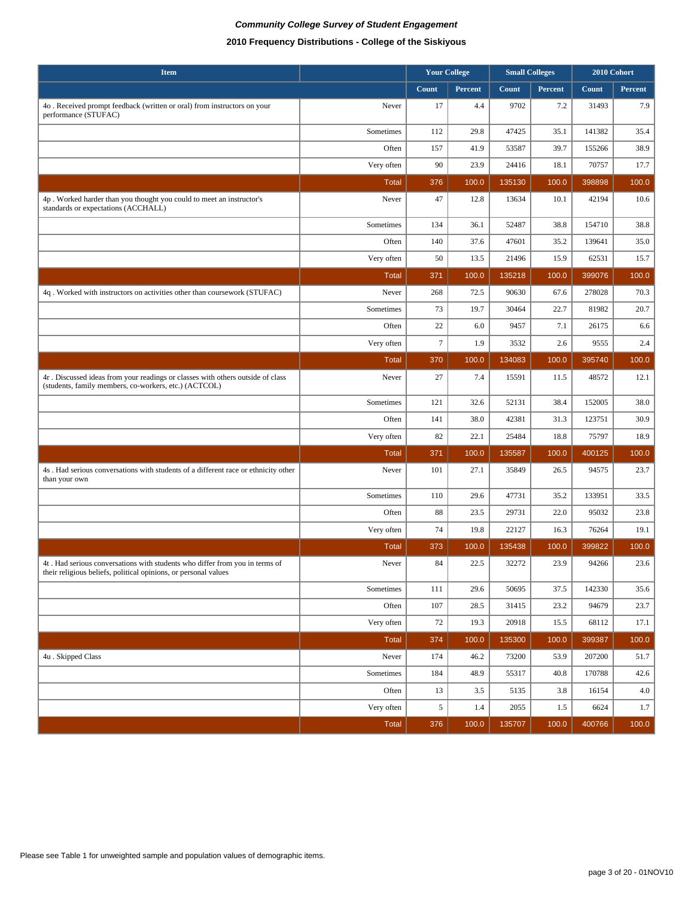*Community College Survey of Student Engagement*

**2010 Frequency Distributions - College of the Siskiyous**

| Item | | Your College | | Small Colleges | | 2010 Cohort | |
|---|---|---|---|---|---|---|---|
| | | Count | Percent | Count | Percent | Count | Percent |
| 4o . Received prompt feedback (written or oral) from instructors on your performance (STUFAC) | Never | 17 | 4.4 | 9702 | 7.2 | 31493 | 7.9 |
| | Sometimes | 112 | 29.8 | 47425 | 35.1 | 141382 | 35.4 |
| | Often | 157 | 41.9 | 53587 | 39.7 | 155266 | 38.9 |
| | Very often | 90 | 23.9 | 24416 | 18.1 | 70757 | 17.7 |
| | Total | 376 | 100.0 | 135130 | 100.0 | 398898 | 100.0 |
| 4p . Worked harder than you thought you could to meet an instructor's standards or expectations (ACCHALL) | Never | 47 | 12.8 | 13634 | 10.1 | 42194 | 10.6 |
| | Sometimes | 134 | 36.1 | 52487 | 38.8 | 154710 | 38.8 |
| | Often | 140 | 37.6 | 47601 | 35.2 | 139641 | 35.0 |
| | Very often | 50 | 13.5 | 21496 | 15.9 | 62531 | 15.7 |
| | Total | 371 | 100.0 | 135218 | 100.0 | 399076 | 100.0 |
| 4q . Worked with instructors on activities other than coursework (STUFAC) | Never | 268 | 72.5 | 90630 | 67.6 | 278028 | 70.3 |
| | Sometimes | 73 | 19.7 | 30464 | 22.7 | 81982 | 20.7 |
| | Often | 22 | 6.0 | 9457 | 7.1 | 26175 | 6.6 |
| | Very often | 7 | 1.9 | 3532 | 2.6 | 9555 | 2.4 |
| | Total | 370 | 100.0 | 134083 | 100.0 | 395740 | 100.0 |
| 4r . Discussed ideas from your readings or classes with others outside of class (students, family members, co-workers, etc.) (ACTCOL) | Never | 27 | 7.4 | 15591 | 11.5 | 48572 | 12.1 |
| | Sometimes | 121 | 32.6 | 52131 | 38.4 | 152005 | 38.0 |
| | Often | 141 | 38.0 | 42381 | 31.3 | 123751 | 30.9 |
| | Very often | 82 | 22.1 | 25484 | 18.8 | 75797 | 18.9 |
| | Total | 371 | 100.0 | 135587 | 100.0 | 400125 | 100.0 |
| 4s . Had serious conversations with students of a different race or ethnicity other than your own | Never | 101 | 27.1 | 35849 | 26.5 | 94575 | 23.7 |
| | Sometimes | 110 | 29.6 | 47731 | 35.2 | 133951 | 33.5 |
| | Often | 88 | 23.5 | 29731 | 22.0 | 95032 | 23.8 |
| | Very often | 74 | 19.8 | 22127 | 16.3 | 76264 | 19.1 |
| | Total | 373 | 100.0 | 135438 | 100.0 | 399822 | 100.0 |
| 4t . Had serious conversations with students who differ from you in terms of their religious beliefs, political opinions, or personal values | Never | 84 | 22.5 | 32272 | 23.9 | 94266 | 23.6 |
| | Sometimes | 111 | 29.6 | 50695 | 37.5 | 142330 | 35.6 |
| | Often | 107 | 28.5 | 31415 | 23.2 | 94679 | 23.7 |
| | Very often | 72 | 19.3 | 20918 | 15.5 | 68112 | 17.1 |
| | Total | 374 | 100.0 | 135300 | 100.0 | 399387 | 100.0 |
| 4u . Skipped Class | Never | 174 | 46.2 | 73200 | 53.9 | 207200 | 51.7 |
| | Sometimes | 184 | 48.9 | 55317 | 40.8 | 170788 | 42.6 |
| | Often | 13 | 3.5 | 5135 | 3.8 | 16154 | 4.0 |
| | Very often | 5 | 1.4 | 2055 | 1.5 | 6624 | 1.7 |
| | Total | 376 | 100.0 | 135707 | 100.0 | 400766 | 100.0 |

Please see Table 1 for unweighted sample and population values of demographic items.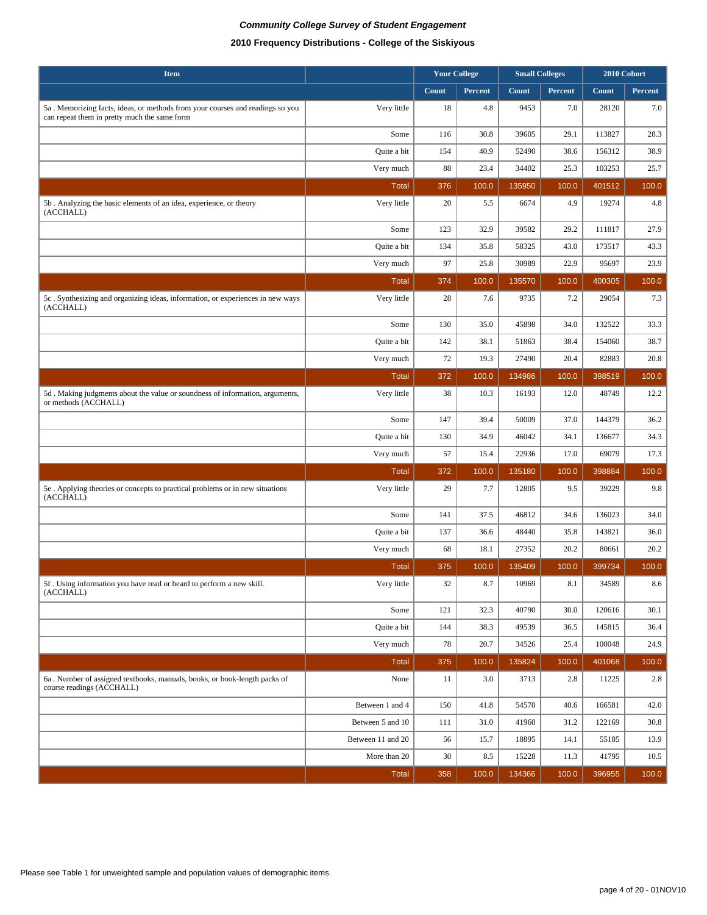*Community College Survey of Student Engagement*

**2010 Frequency Distributions - College of the Siskiyous**

| Item | | Your College | | Small Colleges | | 2010 Cohort | |
|---|---|---|---|---|---|---|---|
| | | Count | Percent | Count | Percent | Count | Percent |
| 5a . Memorizing facts, ideas, or methods from your courses and readings so you can repeat them in pretty much the same form | Very little | 18 | 4.8 | 9453 | 7.0 | 28120 | 7.0 |
| | Some | 116 | 30.8 | 39605 | 29.1 | 113827 | 28.3 |
| | Quite a bit | 154 | 40.9 | 52490 | 38.6 | 156312 | 38.9 |
| | Very much | 88 | 23.4 | 34402 | 25.3 | 103253 | 25.7 |
| | Total | 376 | 100.0 | 135950 | 100.0 | 401512 | 100.0 |
| 5b . Analyzing the basic elements of an idea, experience, or theory (ACCHALL) | Very little | 20 | 5.5 | 6674 | 4.9 | 19274 | 4.8 |
| | Some | 123 | 32.9 | 39582 | 29.2 | 111817 | 27.9 |
| | Quite a bit | 134 | 35.8 | 58325 | 43.0 | 173517 | 43.3 |
| | Very much | 97 | 25.8 | 30989 | 22.9 | 95697 | 23.9 |
| | Total | 374 | 100.0 | 135570 | 100.0 | 400305 | 100.0 |
| 5c . Synthesizing and organizing ideas, information, or experiences in new ways (ACCHALL) | Very little | 28 | 7.6 | 9735 | 7.2 | 29054 | 7.3 |
| | Some | 130 | 35.0 | 45898 | 34.0 | 132522 | 33.3 |
| | Quite a bit | 142 | 38.1 | 51863 | 38.4 | 154060 | 38.7 |
| | Very much | 72 | 19.3 | 27490 | 20.4 | 82883 | 20.8 |
| | Total | 372 | 100.0 | 134986 | 100.0 | 398519 | 100.0 |
| 5d . Making judgments about the value or soundness of information, arguments, or methods (ACCHALL) | Very little | 38 | 10.3 | 16193 | 12.0 | 48749 | 12.2 |
| | Some | 147 | 39.4 | 50009 | 37.0 | 144379 | 36.2 |
| | Quite a bit | 130 | 34.9 | 46042 | 34.1 | 136677 | 34.3 |
| | Very much | 57 | 15.4 | 22936 | 17.0 | 69079 | 17.3 |
| | Total | 372 | 100.0 | 135180 | 100.0 | 398884 | 100.0 |
| 5e . Applying theories or concepts to practical problems or in new situations (ACCHALL) | Very little | 29 | 7.7 | 12805 | 9.5 | 39229 | 9.8 |
| | Some | 141 | 37.5 | 46812 | 34.6 | 136023 | 34.0 |
| | Quite a bit | 137 | 36.6 | 48440 | 35.8 | 143821 | 36.0 |
| | Very much | 68 | 18.1 | 27352 | 20.2 | 80661 | 20.2 |
| | Total | 375 | 100.0 | 135409 | 100.0 | 399734 | 100.0 |
| 5f . Using information you have read or heard to perform a new skill. (ACCHALL) | Very little | 32 | 8.7 | 10969 | 8.1 | 34589 | 8.6 |
| | Some | 121 | 32.3 | 40790 | 30.0 | 120616 | 30.1 |
| | Quite a bit | 144 | 38.3 | 49539 | 36.5 | 145815 | 36.4 |
| | Very much | 78 | 20.7 | 34526 | 25.4 | 100048 | 24.9 |
| | Total | 375 | 100.0 | 135824 | 100.0 | 401068 | 100.0 |
| 6a . Number of assigned textbooks, manuals, books, or book-length packs of course readings (ACCHALL) | None | 11 | 3.0 | 3713 | 2.8 | 11225 | 2.8 |
| | Between 1 and 4 | 150 | 41.8 | 54570 | 40.6 | 166581 | 42.0 |
| | Between 5 and 10 | 111 | 31.0 | 41960 | 31.2 | 122169 | 30.8 |
| | Between 11 and 20 | 56 | 15.7 | 18895 | 14.1 | 55185 | 13.9 |
| | More than 20 | 30 | 8.5 | 15228 | 11.3 | 41795 | 10.5 |
| | Total | 358 | 100.0 | 134366 | 100.0 | 396955 | 100.0 |

Please see Table 1 for unweighted sample and population values of demographic items.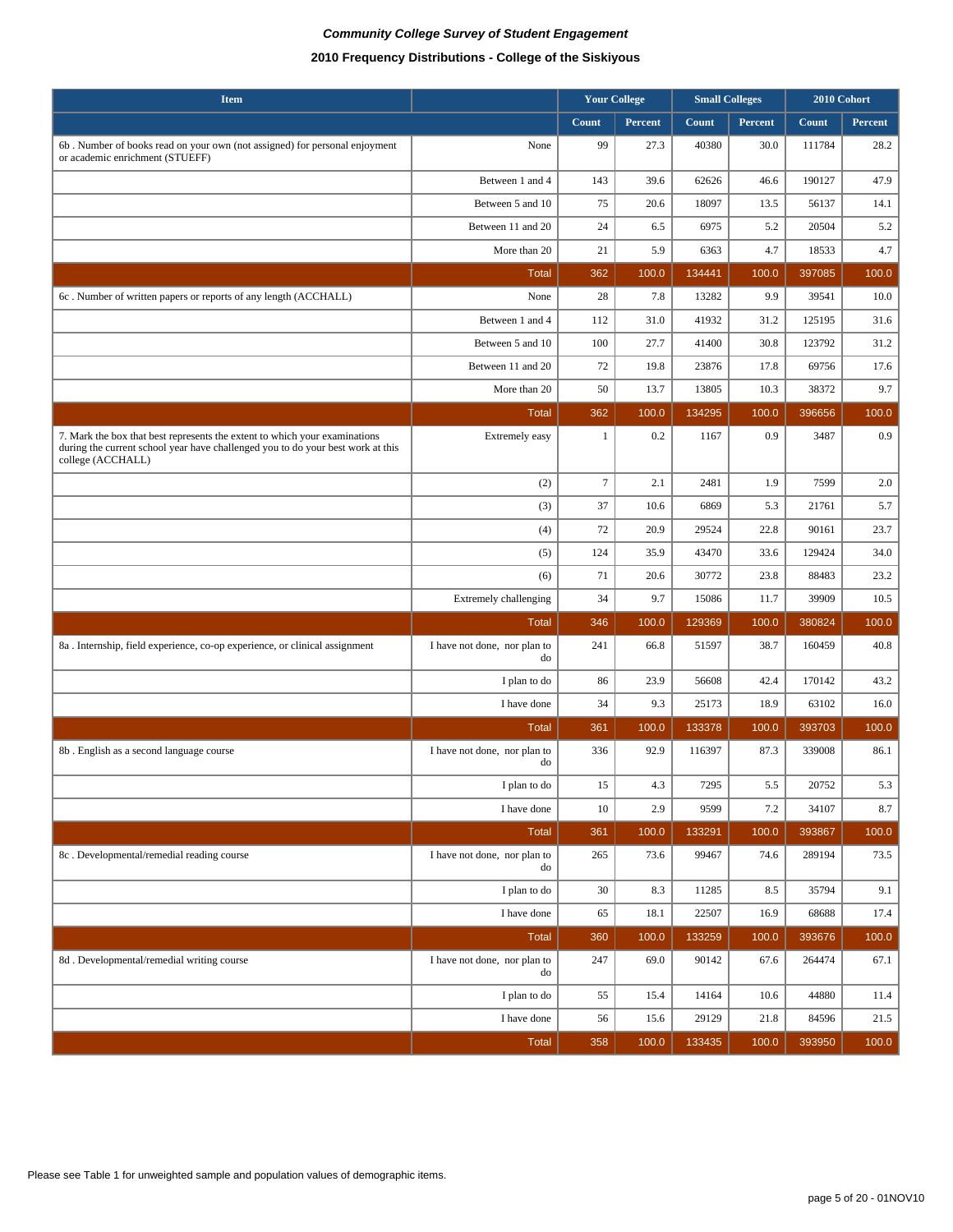***Community College Survey of Student Engagement***

**2010 Frequency Distributions - College of the Siskiyous**

| Item | | Your College | | Small Colleges | | 2010 Cohort | |
|---|---|---|---|---|---|---|---|
| | | Count | Percent | Count | Percent | Count | Percent |
| 6b . Number of books read on your own (not assigned) for personal enjoyment or academic enrichment (STUEFF) | None | 99 | 27.3 | 40380 | 30.0 | 111784 | 28.2 |
| | Between 1 and 4 | 143 | 39.6 | 62626 | 46.6 | 190127 | 47.9 |
| | Between 5 and 10 | 75 | 20.6 | 18097 | 13.5 | 56137 | 14.1 |
| | Between 11 and 20 | 24 | 6.5 | 6975 | 5.2 | 20504 | 5.2 |
| | More than 20 | 21 | 5.9 | 6363 | 4.7 | 18533 | 4.7 |
| | Total | 362 | 100.0 | 134441 | 100.0 | 397085 | 100.0 |
| 6c . Number of written papers or reports of any length (ACCHALL) | None | 28 | 7.8 | 13282 | 9.9 | 39541 | 10.0 |
| | Between 1 and 4 | 112 | 31.0 | 41932 | 31.2 | 125195 | 31.6 |
| | Between 5 and 10 | 100 | 27.7 | 41400 | 30.8 | 123792 | 31.2 |
| | Between 11 and 20 | 72 | 19.8 | 23876 | 17.8 | 69756 | 17.6 |
| | More than 20 | 50 | 13.7 | 13805 | 10.3 | 38372 | 9.7 |
| | Total | 362 | 100.0 | 134295 | 100.0 | 396656 | 100.0 |
| 7. Mark the box that best represents the extent to which your examinations during the current school year have challenged you to do your best work at this college (ACCHALL) | Extremely easy | 1 | 0.2 | 1167 | 0.9 | 3487 | 0.9 |
| | (2) | 7 | 2.1 | 2481 | 1.9 | 7599 | 2.0 |
| | (3) | 37 | 10.6 | 6869 | 5.3 | 21761 | 5.7 |
| | (4) | 72 | 20.9 | 29524 | 22.8 | 90161 | 23.7 |
| | (5) | 124 | 35.9 | 43470 | 33.6 | 129424 | 34.0 |
| | (6) | 71 | 20.6 | 30772 | 23.8 | 88483 | 23.2 |
| | Extremely challenging | 34 | 9.7 | 15086 | 11.7 | 39909 | 10.5 |
| | Total | 346 | 100.0 | 129369 | 100.0 | 380824 | 100.0 |
| 8a . Internship, field experience, co-op experience, or clinical assignment | I have not done, nor plan to do | 241 | 66.8 | 51597 | 38.7 | 160459 | 40.8 |
| | I plan to do | 86 | 23.9 | 56608 | 42.4 | 170142 | 43.2 |
| | I have done | 34 | 9.3 | 25173 | 18.9 | 63102 | 16.0 |
| | Total | 361 | 100.0 | 133378 | 100.0 | 393703 | 100.0 |
| 8b . English as a second language course | I have not done, nor plan to do | 336 | 92.9 | 116397 | 87.3 | 339008 | 86.1 |
| | I plan to do | 15 | 4.3 | 7295 | 5.5 | 20752 | 5.3 |
| | I have done | 10 | 2.9 | 9599 | 7.2 | 34107 | 8.7 |
| | Total | 361 | 100.0 | 133291 | 100.0 | 393867 | 100.0 |
| 8c . Developmental/remedial reading course | I have not done, nor plan to do | 265 | 73.6 | 99467 | 74.6 | 289194 | 73.5 |
| | I plan to do | 30 | 8.3 | 11285 | 8.5 | 35794 | 9.1 |
| | I have done | 65 | 18.1 | 22507 | 16.9 | 68688 | 17.4 |
| | Total | 360 | 100.0 | 133259 | 100.0 | 393676 | 100.0 |
| 8d . Developmental/remedial writing course | I have not done, nor plan to do | 247 | 69.0 | 90142 | 67.6 | 264474 | 67.1 |
| | I plan to do | 55 | 15.4 | 14164 | 10.6 | 44880 | 11.4 |
| | I have done | 56 | 15.6 | 29129 | 21.8 | 84596 | 21.5 |
| | Total | 358 | 100.0 | 133435 | 100.0 | 393950 | 100.0 |

Please see Table 1 for unweighted sample and population values of demographic items.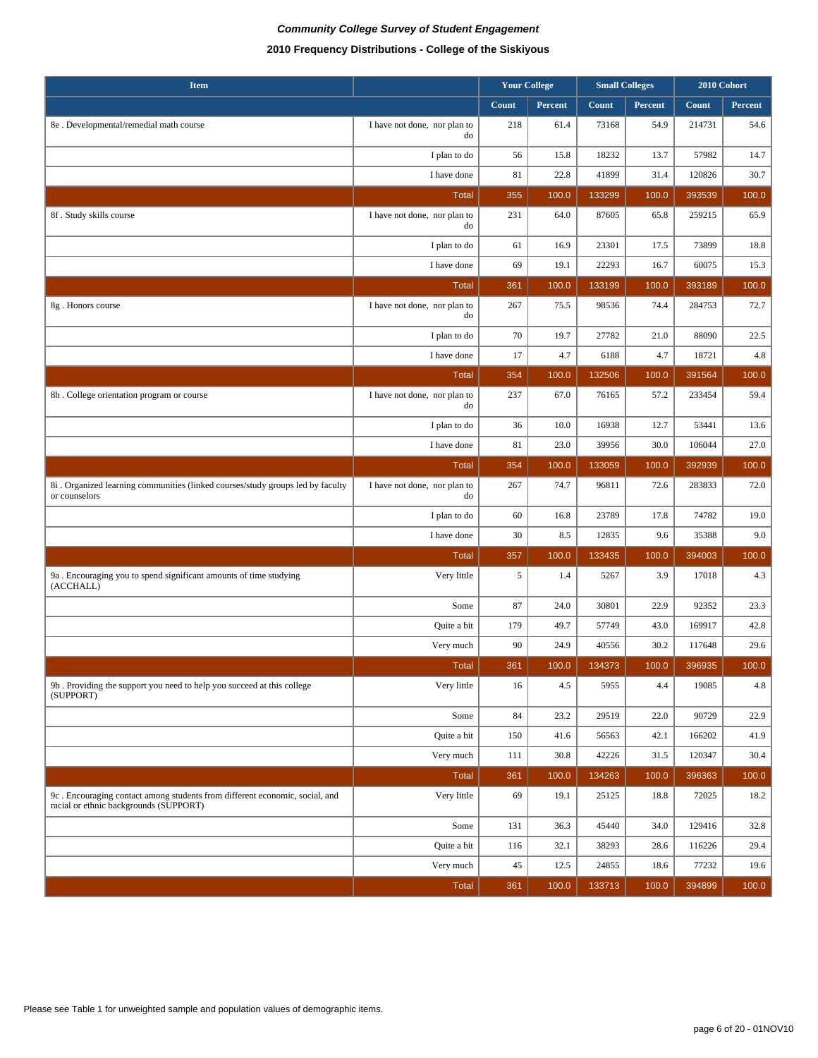***Community College Survey of Student Engagement***

**2010 Frequency Distributions - College of the Siskiyous**

| Item | | Your College | | Small Colleges | | 2010 Cohort | |
|---|---|---|---|---|---|---|---|
| | | Count | Percent | Count | Percent | Count | Percent |
| 8e . Developmental/remedial math course | I have not done, nor plan to do | 218 | 61.4 | 73168 | 54.9 | 214731 | 54.6 |
| | I plan to do | 56 | 15.8 | 18232 | 13.7 | 57982 | 14.7 |
| | I have done | 81 | 22.8 | 41899 | 31.4 | 120826 | 30.7 |
| | Total | 355 | 100.0 | 133299 | 100.0 | 393539 | 100.0 |
| 8f . Study skills course | I have not done, nor plan to do | 231 | 64.0 | 87605 | 65.8 | 259215 | 65.9 |
| | I plan to do | 61 | 16.9 | 23301 | 17.5 | 73899 | 18.8 |
| | I have done | 69 | 19.1 | 22293 | 16.7 | 60075 | 15.3 |
| | Total | 361 | 100.0 | 133199 | 100.0 | 393189 | 100.0 |
| 8g . Honors course | I have not done, nor plan to do | 267 | 75.5 | 98536 | 74.4 | 284753 | 72.7 |
| | I plan to do | 70 | 19.7 | 27782 | 21.0 | 88090 | 22.5 |
| | I have done | 17 | 4.7 | 6188 | 4.7 | 18721 | 4.8 |
| | Total | 354 | 100.0 | 132506 | 100.0 | 391564 | 100.0 |
| 8h . College orientation program or course | I have not done, nor plan to do | 237 | 67.0 | 76165 | 57.2 | 233454 | 59.4 |
| | I plan to do | 36 | 10.0 | 16938 | 12.7 | 53441 | 13.6 |
| | I have done | 81 | 23.0 | 39956 | 30.0 | 106044 | 27.0 |
| | Total | 354 | 100.0 | 133059 | 100.0 | 392939 | 100.0 |
| 8i . Organized learning communities (linked courses/study groups led by faculty or counselors | I have not done, nor plan to do | 267 | 74.7 | 96811 | 72.6 | 283833 | 72.0 |
| | I plan to do | 60 | 16.8 | 23789 | 17.8 | 74782 | 19.0 |
| | I have done | 30 | 8.5 | 12835 | 9.6 | 35388 | 9.0 |
| | Total | 357 | 100.0 | 133435 | 100.0 | 394003 | 100.0 |
| 9a . Encouraging you to spend significant amounts of time studying (ACCHALL) | Very little | 5 | 1.4 | 5267 | 3.9 | 17018 | 4.3 |
| | Some | 87 | 24.0 | 30801 | 22.9 | 92352 | 23.3 |
| | Quite a bit | 179 | 49.7 | 57749 | 43.0 | 169917 | 42.8 |
| | Very much | 90 | 24.9 | 40556 | 30.2 | 117648 | 29.6 |
| | Total | 361 | 100.0 | 134373 | 100.0 | 396935 | 100.0 |
| 9b . Providing the support you need to help you succeed at this college (SUPPORT) | Very little | 16 | 4.5 | 5955 | 4.4 | 19085 | 4.8 |
| | Some | 84 | 23.2 | 29519 | 22.0 | 90729 | 22.9 |
| | Quite a bit | 150 | 41.6 | 56563 | 42.1 | 166202 | 41.9 |
| | Very much | 111 | 30.8 | 42226 | 31.5 | 120347 | 30.4 |
| | Total | 361 | 100.0 | 134263 | 100.0 | 396363 | 100.0 |
| 9c . Encouraging contact among students from different economic, social, and racial or ethnic backgrounds (SUPPORT) | Very little | 69 | 19.1 | 25125 | 18.8 | 72025 | 18.2 |
| | Some | 131 | 36.3 | 45440 | 34.0 | 129416 | 32.8 |
| | Quite a bit | 116 | 32.1 | 38293 | 28.6 | 116226 | 29.4 |
| | Very much | 45 | 12.5 | 24855 | 18.6 | 77232 | 19.6 |
| | Total | 361 | 100.0 | 133713 | 100.0 | 394899 | 100.0 |

Please see Table 1 for unweighted sample and population values of demographic items.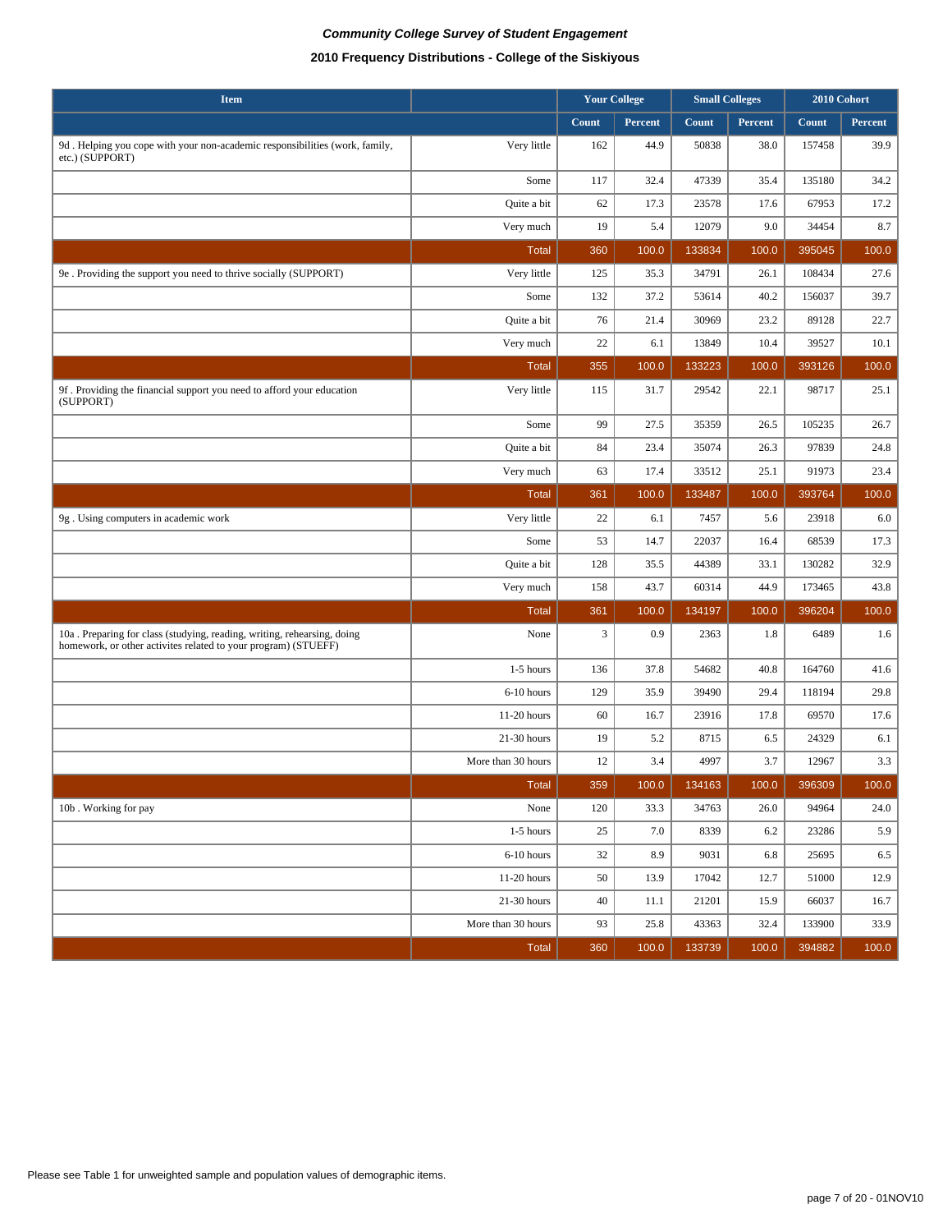***Community College Survey of Student Engagement***

**2010 Frequency Distributions - College of the Siskiyous**

| Item | | Your College | | Small Colleges | | 2010 Cohort | |
|---|---|---|---|---|---|---|---|
| | | Count | Percent | Count | Percent | Count | Percent |
| 9d . Helping you cope with your non-academic responsibilities (work, family, etc.) (SUPPORT) | Very little | 162 | 44.9 | 50838 | 38.0 | 157458 | 39.9 |
| | Some | 117 | 32.4 | 47339 | 35.4 | 135180 | 34.2 |
| | Quite a bit | 62 | 17.3 | 23578 | 17.6 | 67953 | 17.2 |
| | Very much | 19 | 5.4 | 12079 | 9.0 | 34454 | 8.7 |
| | Total | 360 | 100.0 | 133834 | 100.0 | 395045 | 100.0 |
| 9e . Providing the support you need to thrive socially (SUPPORT) | Very little | 125 | 35.3 | 34791 | 26.1 | 108434 | 27.6 |
| | Some | 132 | 37.2 | 53614 | 40.2 | 156037 | 39.7 |
| | Quite a bit | 76 | 21.4 | 30969 | 23.2 | 89128 | 22.7 |
| | Very much | 22 | 6.1 | 13849 | 10.4 | 39527 | 10.1 |
| | Total | 355 | 100.0 | 133223 | 100.0 | 393126 | 100.0 |
| 9f . Providing the financial support you need to afford your education (SUPPORT) | Very little | 115 | 31.7 | 29542 | 22.1 | 98717 | 25.1 |
| | Some | 99 | 27.5 | 35359 | 26.5 | 105235 | 26.7 |
| | Quite a bit | 84 | 23.4 | 35074 | 26.3 | 97839 | 24.8 |
| | Very much | 63 | 17.4 | 33512 | 25.1 | 91973 | 23.4 |
| | Total | 361 | 100.0 | 133487 | 100.0 | 393764 | 100.0 |
| 9g . Using computers in academic work | Very little | 22 | 6.1 | 7457 | 5.6 | 23918 | 6.0 |
| | Some | 53 | 14.7 | 22037 | 16.4 | 68539 | 17.3 |
| | Quite a bit | 128 | 35.5 | 44389 | 33.1 | 130282 | 32.9 |
| | Very much | 158 | 43.7 | 60314 | 44.9 | 173465 | 43.8 |
| | Total | 361 | 100.0 | 134197 | 100.0 | 396204 | 100.0 |
| 10a . Preparing for class (studying, reading, writing, rehearsing, doing homework, or other activites related to your program) (STUEFF) | None | 3 | 0.9 | 2363 | 1.8 | 6489 | 1.6 |
| | 1-5 hours | 136 | 37.8 | 54682 | 40.8 | 164760 | 41.6 |
| | 6-10 hours | 129 | 35.9 | 39490 | 29.4 | 118194 | 29.8 |
| | 11-20 hours | 60 | 16.7 | 23916 | 17.8 | 69570 | 17.6 |
| | 21-30 hours | 19 | 5.2 | 8715 | 6.5 | 24329 | 6.1 |
| | More than 30 hours | 12 | 3.4 | 4997 | 3.7 | 12967 | 3.3 |
| | Total | 359 | 100.0 | 134163 | 100.0 | 396309 | 100.0 |
| 10b . Working for pay | None | 120 | 33.3 | 34763 | 26.0 | 94964 | 24.0 |
| | 1-5 hours | 25 | 7.0 | 8339 | 6.2 | 23286 | 5.9 |
| | 6-10 hours | 32 | 8.9 | 9031 | 6.8 | 25695 | 6.5 |
| | 11-20 hours | 50 | 13.9 | 17042 | 12.7 | 51000 | 12.9 |
| | 21-30 hours | 40 | 11.1 | 21201 | 15.9 | 66037 | 16.7 |
| | More than 30 hours | 93 | 25.8 | 43363 | 32.4 | 133900 | 33.9 |
| | Total | 360 | 100.0 | 133739 | 100.0 | 394882 | 100.0 |

Please see Table 1 for unweighted sample and population values of demographic items.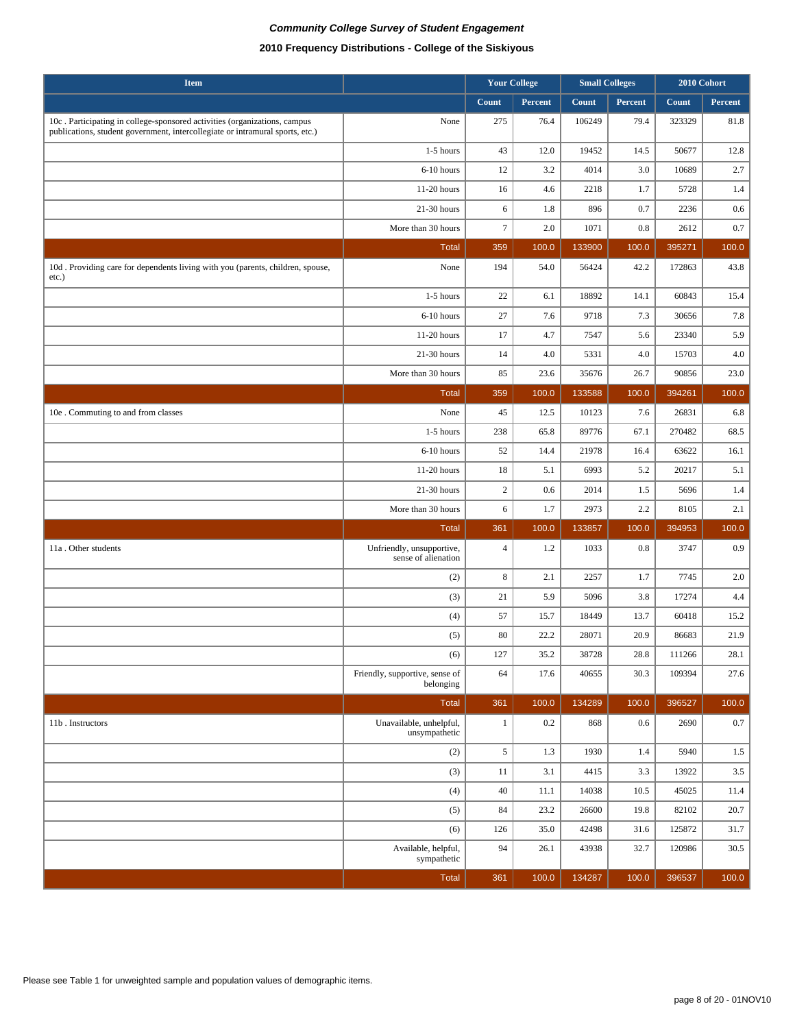***Community College Survey of Student Engagement***

**2010 Frequency Distributions - College of the Siskiyous**

| Item | | Your College | | Small Colleges | | 2010 Cohort | |
|---|---|---|---|---|---|---|---|
| | | Count | Percent | Count | Percent | Count | Percent |
| 10c . Participating in college-sponsored activities (organizations, campus publications, student government, intercollegiate or intramural sports, etc.) | None | 275 | 76.4 | 106249 | 79.4 | 323329 | 81.8 |
| | 1-5 hours | 43 | 12.0 | 19452 | 14.5 | 50677 | 12.8 |
| | 6-10 hours | 12 | 3.2 | 4014 | 3.0 | 10689 | 2.7 |
| | 11-20 hours | 16 | 4.6 | 2218 | 1.7 | 5728 | 1.4 |
| | 21-30 hours | 6 | 1.8 | 896 | 0.7 | 2236 | 0.6 |
| | More than 30 hours | 7 | 2.0 | 1071 | 0.8 | 2612 | 0.7 |
| | Total | 359 | 100.0 | 133900 | 100.0 | 395271 | 100.0 |
| 10d . Providing care for dependents living with you (parents, children, spouse, etc.) | None | 194 | 54.0 | 56424 | 42.2 | 172863 | 43.8 |
| | 1-5 hours | 22 | 6.1 | 18892 | 14.1 | 60843 | 15.4 |
| | 6-10 hours | 27 | 7.6 | 9718 | 7.3 | 30656 | 7.8 |
| | 11-20 hours | 17 | 4.7 | 7547 | 5.6 | 23340 | 5.9 |
| | 21-30 hours | 14 | 4.0 | 5331 | 4.0 | 15703 | 4.0 |
| | More than 30 hours | 85 | 23.6 | 35676 | 26.7 | 90856 | 23.0 |
| | Total | 359 | 100.0 | 133588 | 100.0 | 394261 | 100.0 |
| 10e . Commuting to and from classes | None | 45 | 12.5 | 10123 | 7.6 | 26831 | 6.8 |
| | 1-5 hours | 238 | 65.8 | 89776 | 67.1 | 270482 | 68.5 |
| | 6-10 hours | 52 | 14.4 | 21978 | 16.4 | 63622 | 16.1 |
| | 11-20 hours | 18 | 5.1 | 6993 | 5.2 | 20217 | 5.1 |
| | 21-30 hours | 2 | 0.6 | 2014 | 1.5 | 5696 | 1.4 |
| | More than 30 hours | 6 | 1.7 | 2973 | 2.2 | 8105 | 2.1 |
| | Total | 361 | 100.0 | 133857 | 100.0 | 394953 | 100.0 |
| 11a . Other students | Unfriendly, unsupportive, sense of alienation | 4 | 1.2 | 1033 | 0.8 | 3747 | 0.9 |
| | (2) | 8 | 2.1 | 2257 | 1.7 | 7745 | 2.0 |
| | (3) | 21 | 5.9 | 5096 | 3.8 | 17274 | 4.4 |
| | (4) | 57 | 15.7 | 18449 | 13.7 | 60418 | 15.2 |
| | (5) | 80 | 22.2 | 28071 | 20.9 | 86683 | 21.9 |
| | (6) | 127 | 35.2 | 38728 | 28.8 | 111266 | 28.1 |
| | Friendly, supportive, sense of belonging | 64 | 17.6 | 40655 | 30.3 | 109394 | 27.6 |
| | Total | 361 | 100.0 | 134289 | 100.0 | 396527 | 100.0 |
| 11b . Instructors | Unavailable, unhelpful, unsympathetic | 1 | 0.2 | 868 | 0.6 | 2690 | 0.7 |
| | (2) | 5 | 1.3 | 1930 | 1.4 | 5940 | 1.5 |
| | (3) | 11 | 3.1 | 4415 | 3.3 | 13922 | 3.5 |
| | (4) | 40 | 11.1 | 14038 | 10.5 | 45025 | 11.4 |
| | (5) | 84 | 23.2 | 26600 | 19.8 | 82102 | 20.7 |
| | (6) | 126 | 35.0 | 42498 | 31.6 | 125872 | 31.7 |
| | Available, helpful, sympathetic | 94 | 26.1 | 43938 | 32.7 | 120986 | 30.5 |
| | Total | 361 | 100.0 | 134287 | 100.0 | 396537 | 100.0 |

Please see Table 1 for unweighted sample and population values of demographic items.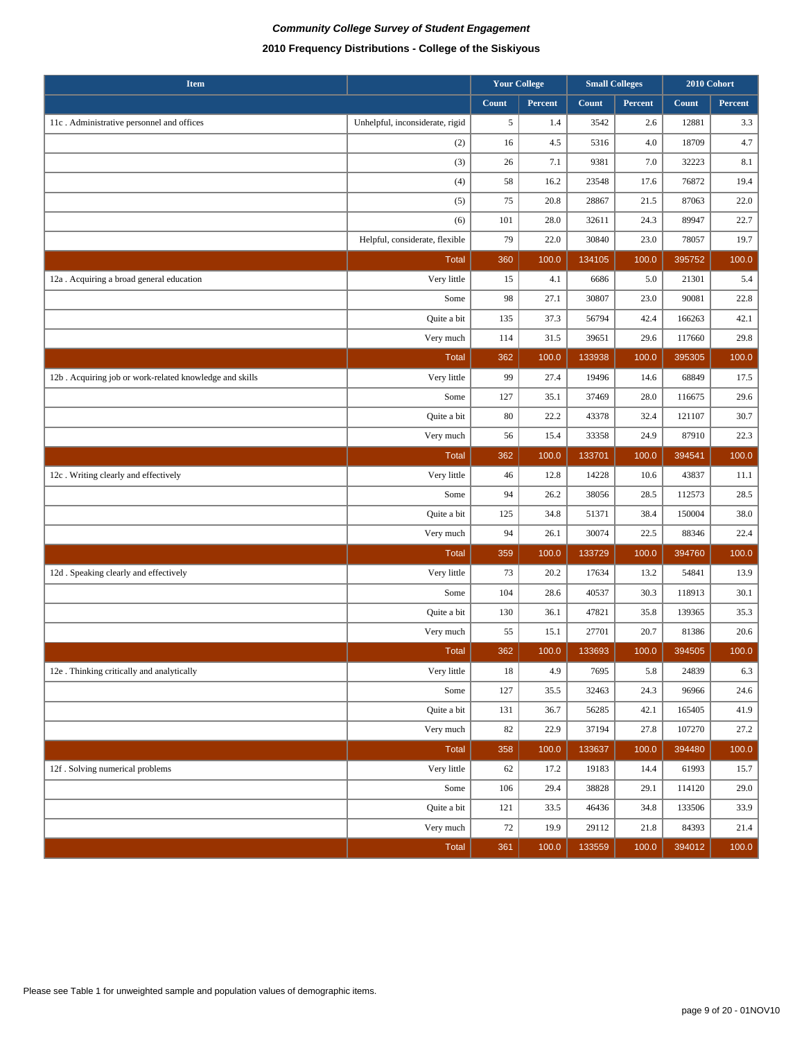*Community College Survey of Student Engagement*

**2010 Frequency Distributions - College of the Siskiyous**

| Item | | Your College | | Small Colleges | | 2010 Cohort | |
|---|---|---|---|---|---|---|---|
| | | Count | Percent | Count | Percent | Count | Percent |
| 11c . Administrative personnel and offices | Unhelpful, inconsiderate, rigid | 5 | 1.4 | 3542 | 2.6 | 12881 | 3.3 |
| | (2) | 16 | 4.5 | 5316 | 4.0 | 18709 | 4.7 |
| | (3) | 26 | 7.1 | 9381 | 7.0 | 32223 | 8.1 |
| | (4) | 58 | 16.2 | 23548 | 17.6 | 76872 | 19.4 |
| | (5) | 75 | 20.8 | 28867 | 21.5 | 87063 | 22.0 |
| | (6) | 101 | 28.0 | 32611 | 24.3 | 89947 | 22.7 |
| | Helpful, considerate, flexible | 79 | 22.0 | 30840 | 23.0 | 78057 | 19.7 |
| | Total | 360 | 100.0 | 134105 | 100.0 | 395752 | 100.0 |
| 12a . Acquiring a broad general education | Very little | 15 | 4.1 | 6686 | 5.0 | 21301 | 5.4 |
| | Some | 98 | 27.1 | 30807 | 23.0 | 90081 | 22.8 |
| | Quite a bit | 135 | 37.3 | 56794 | 42.4 | 166263 | 42.1 |
| | Very much | 114 | 31.5 | 39651 | 29.6 | 117660 | 29.8 |
| | Total | 362 | 100.0 | 133938 | 100.0 | 395305 | 100.0 |
| 12b . Acquiring job or work-related knowledge and skills | Very little | 99 | 27.4 | 19496 | 14.6 | 68849 | 17.5 |
| | Some | 127 | 35.1 | 37469 | 28.0 | 116675 | 29.6 |
| | Quite a bit | 80 | 22.2 | 43378 | 32.4 | 121107 | 30.7 |
| | Very much | 56 | 15.4 | 33358 | 24.9 | 87910 | 22.3 |
| | Total | 362 | 100.0 | 133701 | 100.0 | 394541 | 100.0 |
| 12c . Writing clearly and effectively | Very little | 46 | 12.8 | 14228 | 10.6 | 43837 | 11.1 |
| | Some | 94 | 26.2 | 38056 | 28.5 | 112573 | 28.5 |
| | Quite a bit | 125 | 34.8 | 51371 | 38.4 | 150004 | 38.0 |
| | Very much | 94 | 26.1 | 30074 | 22.5 | 88346 | 22.4 |
| | Total | 359 | 100.0 | 133729 | 100.0 | 394760 | 100.0 |
| 12d . Speaking clearly and effectively | Very little | 73 | 20.2 | 17634 | 13.2 | 54841 | 13.9 |
| | Some | 104 | 28.6 | 40537 | 30.3 | 118913 | 30.1 |
| | Quite a bit | 130 | 36.1 | 47821 | 35.8 | 139365 | 35.3 |
| | Very much | 55 | 15.1 | 27701 | 20.7 | 81386 | 20.6 |
| | Total | 362 | 100.0 | 133693 | 100.0 | 394505 | 100.0 |
| 12e . Thinking critically and analytically | Very little | 18 | 4.9 | 7695 | 5.8 | 24839 | 6.3 |
| | Some | 127 | 35.5 | 32463 | 24.3 | 96966 | 24.6 |
| | Quite a bit | 131 | 36.7 | 56285 | 42.1 | 165405 | 41.9 |
| | Very much | 82 | 22.9 | 37194 | 27.8 | 107270 | 27.2 |
| | Total | 358 | 100.0 | 133637 | 100.0 | 394480 | 100.0 |
| 12f . Solving numerical problems | Very little | 62 | 17.2 | 19183 | 14.4 | 61993 | 15.7 |
| | Some | 106 | 29.4 | 38828 | 29.1 | 114120 | 29.0 |
| | Quite a bit | 121 | 33.5 | 46436 | 34.8 | 133506 | 33.9 |
| | Very much | 72 | 19.9 | 29112 | 21.8 | 84393 | 21.4 |
| | Total | 361 | 100.0 | 133559 | 100.0 | 394012 | 100.0 |

Please see Table 1 for unweighted sample and population values of demographic items.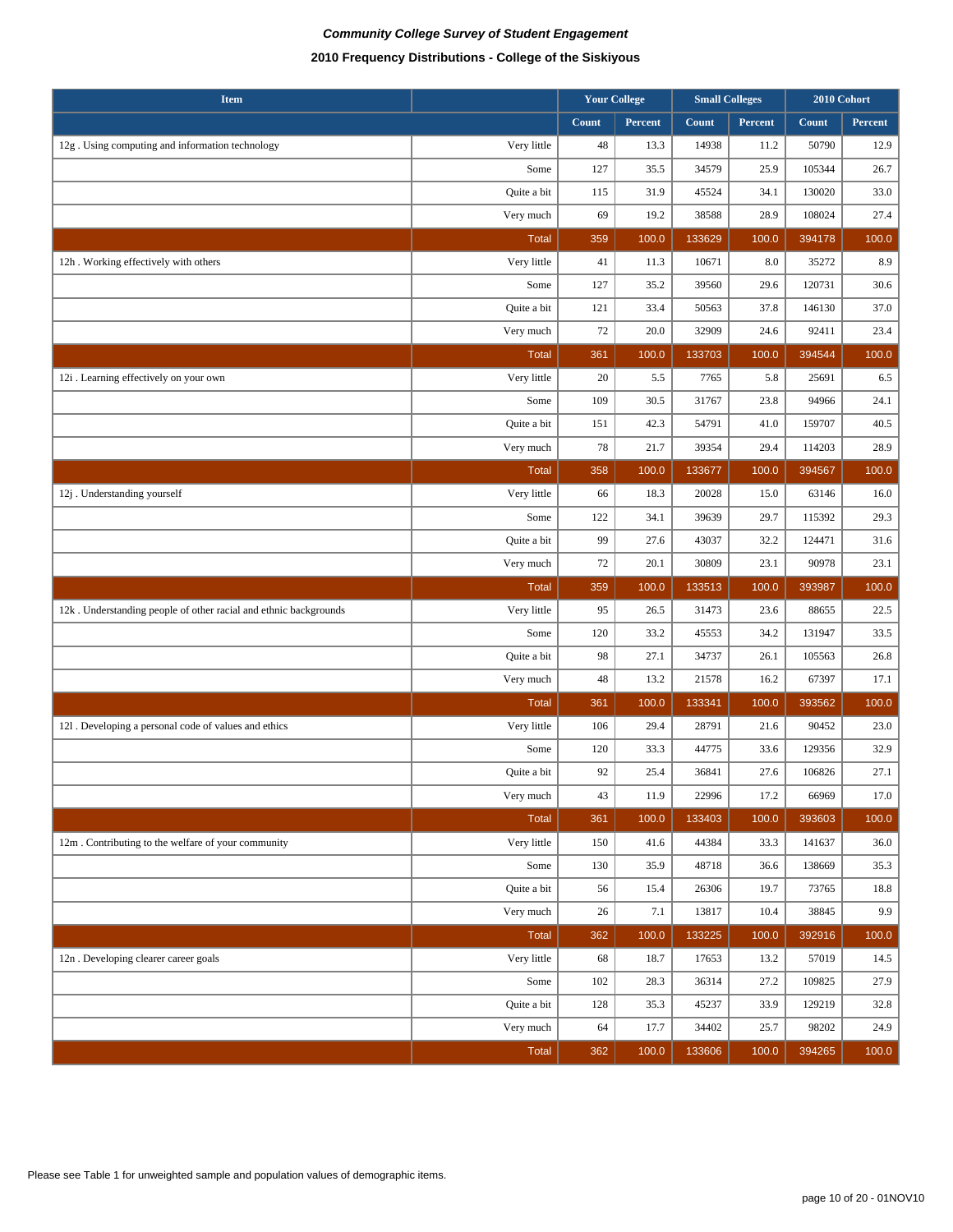***Community College Survey of Student Engagement***

**2010 Frequency Distributions - College of the Siskiyous**

| Item | | Your College | | Small Colleges | | 2010 Cohort | |
|---|---|---|---|---|---|---|---|
| | | Count | Percent | Count | Percent | Count | Percent |
| 12g . Using computing and information technology | Very little | 48 | 13.3 | 14938 | 11.2 | 50790 | 12.9 |
| | Some | 127 | 35.5 | 34579 | 25.9 | 105344 | 26.7 |
| | Quite a bit | 115 | 31.9 | 45524 | 34.1 | 130020 | 33.0 |
| | Very much | 69 | 19.2 | 38588 | 28.9 | 108024 | 27.4 |
| | Total | 359 | 100.0 | 133629 | 100.0 | 394178 | 100.0 |
| 12h . Working effectively with others | Very little | 41 | 11.3 | 10671 | 8.0 | 35272 | 8.9 |
| | Some | 127 | 35.2 | 39560 | 29.6 | 120731 | 30.6 |
| | Quite a bit | 121 | 33.4 | 50563 | 37.8 | 146130 | 37.0 |
| | Very much | 72 | 20.0 | 32909 | 24.6 | 92411 | 23.4 |
| | Total | 361 | 100.0 | 133703 | 100.0 | 394544 | 100.0 |
| 12i . Learning effectively on your own | Very little | 20 | 5.5 | 7765 | 5.8 | 25691 | 6.5 |
| | Some | 109 | 30.5 | 31767 | 23.8 | 94966 | 24.1 |
| | Quite a bit | 151 | 42.3 | 54791 | 41.0 | 159707 | 40.5 |
| | Very much | 78 | 21.7 | 39354 | 29.4 | 114203 | 28.9 |
| | Total | 358 | 100.0 | 133677 | 100.0 | 394567 | 100.0 |
| 12j . Understanding yourself | Very little | 66 | 18.3 | 20028 | 15.0 | 63146 | 16.0 |
| | Some | 122 | 34.1 | 39639 | 29.7 | 115392 | 29.3 |
| | Quite a bit | 99 | 27.6 | 43037 | 32.2 | 124471 | 31.6 |
| | Very much | 72 | 20.1 | 30809 | 23.1 | 90978 | 23.1 |
| | Total | 359 | 100.0 | 133513 | 100.0 | 393987 | 100.0 |
| 12k . Understanding people of other racial and ethnic backgrounds | Very little | 95 | 26.5 | 31473 | 23.6 | 88655 | 22.5 |
| | Some | 120 | 33.2 | 45553 | 34.2 | 131947 | 33.5 |
| | Quite a bit | 98 | 27.1 | 34737 | 26.1 | 105563 | 26.8 |
| | Very much | 48 | 13.2 | 21578 | 16.2 | 67397 | 17.1 |
| | Total | 361 | 100.0 | 133341 | 100.0 | 393562 | 100.0 |
| 12l . Developing a personal code of values and ethics | Very little | 106 | 29.4 | 28791 | 21.6 | 90452 | 23.0 |
| | Some | 120 | 33.3 | 44775 | 33.6 | 129356 | 32.9 |
| | Quite a bit | 92 | 25.4 | 36841 | 27.6 | 106826 | 27.1 |
| | Very much | 43 | 11.9 | 22996 | 17.2 | 66969 | 17.0 |
| | Total | 361 | 100.0 | 133403 | 100.0 | 393603 | 100.0 |
| 12m . Contributing to the welfare of your community | Very little | 150 | 41.6 | 44384 | 33.3 | 141637 | 36.0 |
| | Some | 130 | 35.9 | 48718 | 36.6 | 138669 | 35.3 |
| | Quite a bit | 56 | 15.4 | 26306 | 19.7 | 73765 | 18.8 |
| | Very much | 26 | 7.1 | 13817 | 10.4 | 38845 | 9.9 |
| | Total | 362 | 100.0 | 133225 | 100.0 | 392916 | 100.0 |
| 12n . Developing clearer career goals | Very little | 68 | 18.7 | 17653 | 13.2 | 57019 | 14.5 |
| | Some | 102 | 28.3 | 36314 | 27.2 | 109825 | 27.9 |
| | Quite a bit | 128 | 35.3 | 45237 | 33.9 | 129219 | 32.8 |
| | Very much | 64 | 17.7 | 34402 | 25.7 | 98202 | 24.9 |
| | Total | 362 | 100.0 | 133606 | 100.0 | 394265 | 100.0 |

Please see Table 1 for unweighted sample and population values of demographic items.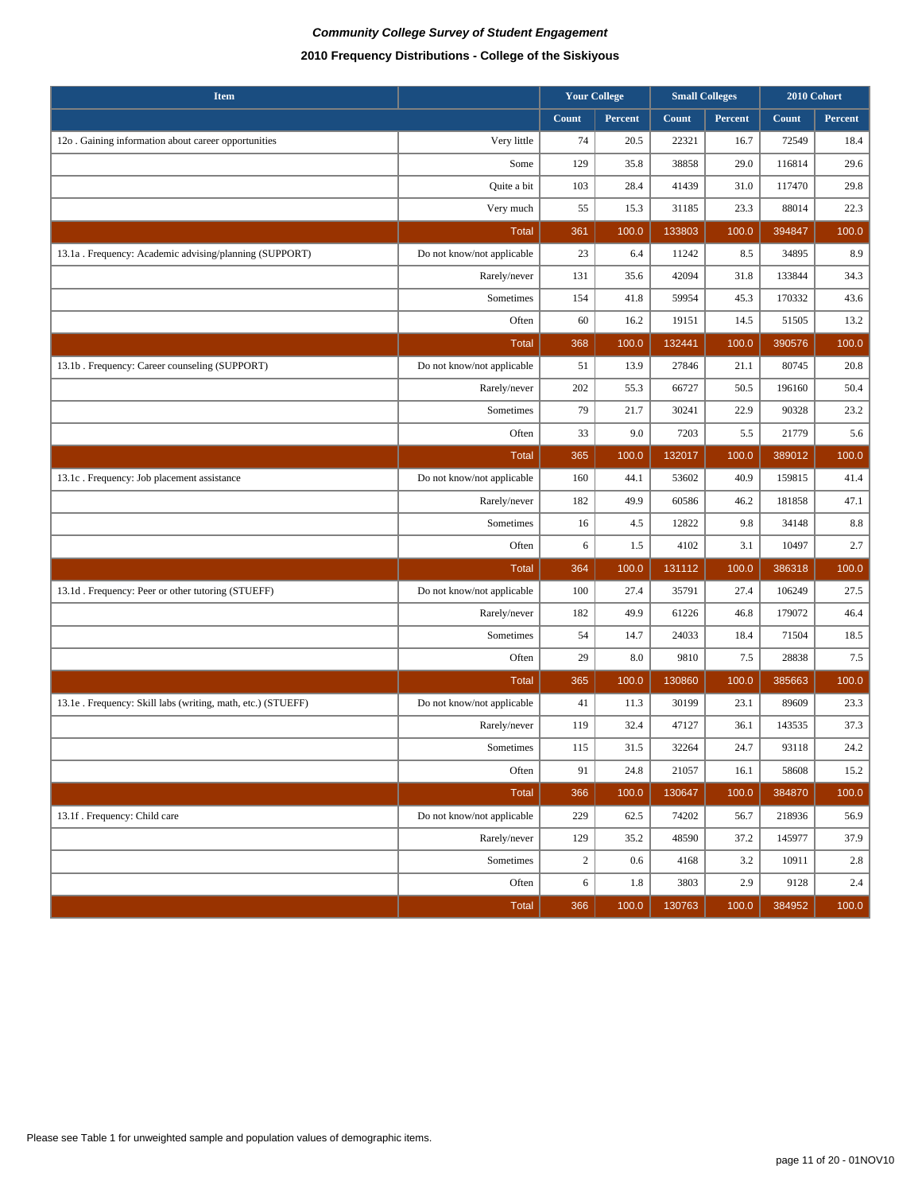***Community College Survey of Student Engagement***

**2010 Frequency Distributions - College of the Siskiyous**

| Item | | Your College | | Small Colleges | | 2010 Cohort | |
|---|---|---|---|---|---|---|---|
| | | Count | Percent | Count | Percent | Count | Percent |
| 12o . Gaining information about career opportunities | Very little | 74 | 20.5 | 22321 | 16.7 | 72549 | 18.4 |
| | Some | 129 | 35.8 | 38858 | 29.0 | 116814 | 29.6 |
| | Quite a bit | 103 | 28.4 | 41439 | 31.0 | 117470 | 29.8 |
| | Very much | 55 | 15.3 | 31185 | 23.3 | 88014 | 22.3 |
| | Total | 361 | 100.0 | 133803 | 100.0 | 394847 | 100.0 |
| 13.1a . Frequency: Academic advising/planning (SUPPORT) | Do not know/not applicable | 23 | 6.4 | 11242 | 8.5 | 34895 | 8.9 |
| | Rarely/never | 131 | 35.6 | 42094 | 31.8 | 133844 | 34.3 |
| | Sometimes | 154 | 41.8 | 59954 | 45.3 | 170332 | 43.6 |
| | Often | 60 | 16.2 | 19151 | 14.5 | 51505 | 13.2 |
| | Total | 368 | 100.0 | 132441 | 100.0 | 390576 | 100.0 |
| 13.1b . Frequency: Career counseling (SUPPORT) | Do not know/not applicable | 51 | 13.9 | 27846 | 21.1 | 80745 | 20.8 |
| | Rarely/never | 202 | 55.3 | 66727 | 50.5 | 196160 | 50.4 |
| | Sometimes | 79 | 21.7 | 30241 | 22.9 | 90328 | 23.2 |
| | Often | 33 | 9.0 | 7203 | 5.5 | 21779 | 5.6 |
| | Total | 365 | 100.0 | 132017 | 100.0 | 389012 | 100.0 |
| 13.1c . Frequency: Job placement assistance | Do not know/not applicable | 160 | 44.1 | 53602 | 40.9 | 159815 | 41.4 |
| | Rarely/never | 182 | 49.9 | 60586 | 46.2 | 181858 | 47.1 |
| | Sometimes | 16 | 4.5 | 12822 | 9.8 | 34148 | 8.8 |
| | Often | 6 | 1.5 | 4102 | 3.1 | 10497 | 2.7 |
| | Total | 364 | 100.0 | 131112 | 100.0 | 386318 | 100.0 |
| 13.1d . Frequency: Peer or other tutoring (STUEFF) | Do not know/not applicable | 100 | 27.4 | 35791 | 27.4 | 106249 | 27.5 |
| | Rarely/never | 182 | 49.9 | 61226 | 46.8 | 179072 | 46.4 |
| | Sometimes | 54 | 14.7 | 24033 | 18.4 | 71504 | 18.5 |
| | Often | 29 | 8.0 | 9810 | 7.5 | 28838 | 7.5 |
| | Total | 365 | 100.0 | 130860 | 100.0 | 385663 | 100.0 |
| 13.1e . Frequency: Skill labs (writing, math, etc.) (STUEFF) | Do not know/not applicable | 41 | 11.3 | 30199 | 23.1 | 89609 | 23.3 |
| | Rarely/never | 119 | 32.4 | 47127 | 36.1 | 143535 | 37.3 |
| | Sometimes | 115 | 31.5 | 32264 | 24.7 | 93118 | 24.2 |
| | Often | 91 | 24.8 | 21057 | 16.1 | 58608 | 15.2 |
| | Total | 366 | 100.0 | 130647 | 100.0 | 384870 | 100.0 |
| 13.1f . Frequency: Child care | Do not know/not applicable | 229 | 62.5 | 74202 | 56.7 | 218936 | 56.9 |
| | Rarely/never | 129 | 35.2 | 48590 | 37.2 | 145977 | 37.9 |
| | Sometimes | 2 | 0.6 | 4168 | 3.2 | 10911 | 2.8 |
| | Often | 6 | 1.8 | 3803 | 2.9 | 9128 | 2.4 |
| | Total | 366 | 100.0 | 130763 | 100.0 | 384952 | 100.0 |

Please see Table 1 for unweighted sample and population values of demographic items.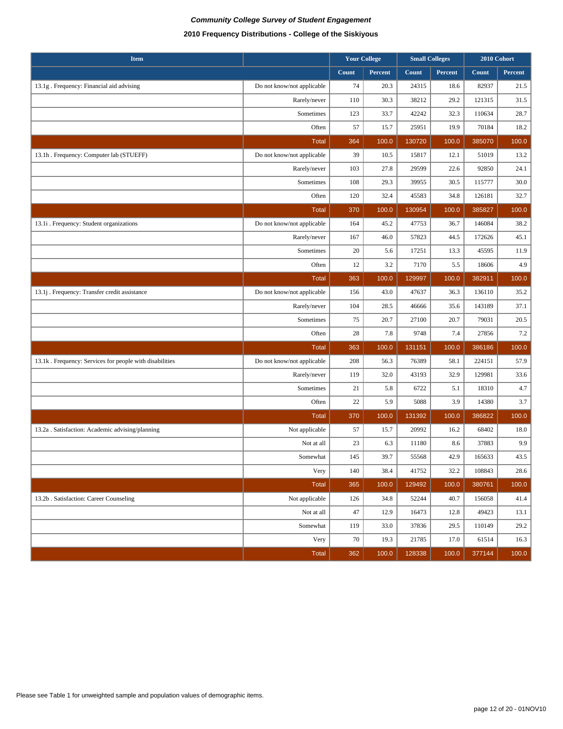***Community College Survey of Student Engagement***

**2010 Frequency Distributions - College of the Siskiyous**

| Item | | Your College | | Small Colleges | | 2010 Cohort | |
|---|---|---|---|---|---|---|---|
| | | Count | Percent | Count | Percent | Count | Percent |
| 13.1g . Frequency: Financial aid advising | Do not know/not applicable | 74 | 20.3 | 24315 | 18.6 | 82937 | 21.5 |
| | Rarely/never | 110 | 30.3 | 38212 | 29.2 | 121315 | 31.5 |
| | Sometimes | 123 | 33.7 | 42242 | 32.3 | 110634 | 28.7 |
| | Often | 57 | 15.7 | 25951 | 19.9 | 70184 | 18.2 |
| | Total | 364 | 100.0 | 130720 | 100.0 | 385070 | 100.0 |
| 13.1h . Frequency: Computer lab (STUEFF) | Do not know/not applicable | 39 | 10.5 | 15817 | 12.1 | 51019 | 13.2 |
| | Rarely/never | 103 | 27.8 | 29599 | 22.6 | 92850 | 24.1 |
| | Sometimes | 108 | 29.3 | 39955 | 30.5 | 115777 | 30.0 |
| | Often | 120 | 32.4 | 45583 | 34.8 | 126181 | 32.7 |
| | Total | 370 | 100.0 | 130954 | 100.0 | 385827 | 100.0 |
| 13.1i . Frequency: Student organizations | Do not know/not applicable | 164 | 45.2 | 47753 | 36.7 | 146084 | 38.2 |
| | Rarely/never | 167 | 46.0 | 57823 | 44.5 | 172626 | 45.1 |
| | Sometimes | 20 | 5.6 | 17251 | 13.3 | 45595 | 11.9 |
| | Often | 12 | 3.2 | 7170 | 5.5 | 18606 | 4.9 |
| | Total | 363 | 100.0 | 129997 | 100.0 | 382911 | 100.0 |
| 13.1j . Frequency: Transfer credit assistance | Do not know/not applicable | 156 | 43.0 | 47637 | 36.3 | 136110 | 35.2 |
| | Rarely/never | 104 | 28.5 | 46666 | 35.6 | 143189 | 37.1 |
| | Sometimes | 75 | 20.7 | 27100 | 20.7 | 79031 | 20.5 |
| | Often | 28 | 7.8 | 9748 | 7.4 | 27856 | 7.2 |
| | Total | 363 | 100.0 | 131151 | 100.0 | 386186 | 100.0 |
| 13.1k . Frequency: Services for people with disabilities | Do not know/not applicable | 208 | 56.3 | 76389 | 58.1 | 224151 | 57.9 |
| | Rarely/never | 119 | 32.0 | 43193 | 32.9 | 129981 | 33.6 |
| | Sometimes | 21 | 5.8 | 6722 | 5.1 | 18310 | 4.7 |
| | Often | 22 | 5.9 | 5088 | 3.9 | 14380 | 3.7 |
| | Total | 370 | 100.0 | 131392 | 100.0 | 386822 | 100.0 |
| 13.2a . Satisfaction: Academic advising/planning | Not applicable | 57 | 15.7 | 20992 | 16.2 | 68402 | 18.0 |
| | Not at all | 23 | 6.3 | 11180 | 8.6 | 37883 | 9.9 |
| | Somewhat | 145 | 39.7 | 55568 | 42.9 | 165633 | 43.5 |
| | Very | 140 | 38.4 | 41752 | 32.2 | 108843 | 28.6 |
| | Total | 365 | 100.0 | 129492 | 100.0 | 380761 | 100.0 |
| 13.2b . Satisfaction: Career Counseling | Not applicable | 126 | 34.8 | 52244 | 40.7 | 156058 | 41.4 |
| | Not at all | 47 | 12.9 | 16473 | 12.8 | 49423 | 13.1 |
| | Somewhat | 119 | 33.0 | 37836 | 29.5 | 110149 | 29.2 |
| | Very | 70 | 19.3 | 21785 | 17.0 | 61514 | 16.3 |
| | Total | 362 | 100.0 | 128338 | 100.0 | 377144 | 100.0 |

Please see Table 1 for unweighted sample and population values of demographic items.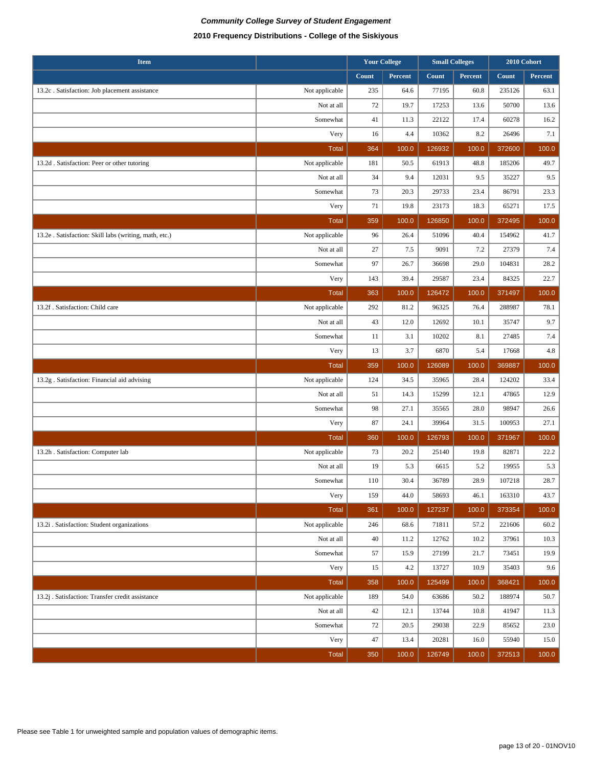# *Community College Survey of Student Engagement*

## 2010 Frequency Distributions - College of the Siskiyous

| Item | | Your College | | Small Colleges | | 2010 Cohort | |
|---|---|---|---|---|---|---|---|
| | | Count | Percent | Count | Percent | Count | Percent |
| 13.2c . Satisfaction: Job placement assistance | Not applicable | 235 | 64.6 | 77195 | 60.8 | 235126 | 63.1 |
| | Not at all | 72 | 19.7 | 17253 | 13.6 | 50700 | 13.6 |
| | Somewhat | 41 | 11.3 | 22122 | 17.4 | 60278 | 16.2 |
| | Very | 16 | 4.4 | 10362 | 8.2 | 26496 | 7.1 |
| | Total | 364 | 100.0 | 126932 | 100.0 | 372600 | 100.0 |
| 13.2d . Satisfaction: Peer or other tutoring | Not applicable | 181 | 50.5 | 61913 | 48.8 | 185206 | 49.7 |
| | Not at all | 34 | 9.4 | 12031 | 9.5 | 35227 | 9.5 |
| | Somewhat | 73 | 20.3 | 29733 | 23.4 | 86791 | 23.3 |
| | Very | 71 | 19.8 | 23173 | 18.3 | 65271 | 17.5 |
| | Total | 359 | 100.0 | 126850 | 100.0 | 372495 | 100.0 |
| 13.2e . Satisfaction: Skill labs (writing, math, etc.) | Not applicable | 96 | 26.4 | 51096 | 40.4 | 154962 | 41.7 |
| | Not at all | 27 | 7.5 | 9091 | 7.2 | 27379 | 7.4 |
| | Somewhat | 97 | 26.7 | 36698 | 29.0 | 104831 | 28.2 |
| | Very | 143 | 39.4 | 29587 | 23.4 | 84325 | 22.7 |
| | Total | 363 | 100.0 | 126472 | 100.0 | 371497 | 100.0 |
| 13.2f . Satisfaction: Child care | Not applicable | 292 | 81.2 | 96325 | 76.4 | 288987 | 78.1 |
| | Not at all | 43 | 12.0 | 12692 | 10.1 | 35747 | 9.7 |
| | Somewhat | 11 | 3.1 | 10202 | 8.1 | 27485 | 7.4 |
| | Very | 13 | 3.7 | 6870 | 5.4 | 17668 | 4.8 |
| | Total | 359 | 100.0 | 126089 | 100.0 | 369887 | 100.0 |
| 13.2g . Satisfaction: Financial aid advising | Not applicable | 124 | 34.5 | 35965 | 28.4 | 124202 | 33.4 |
| | Not at all | 51 | 14.3 | 15299 | 12.1 | 47865 | 12.9 |
| | Somewhat | 98 | 27.1 | 35565 | 28.0 | 98947 | 26.6 |
| | Very | 87 | 24.1 | 39964 | 31.5 | 100953 | 27.1 |
| | Total | 360 | 100.0 | 126793 | 100.0 | 371967 | 100.0 |
| 13.2h . Satisfaction: Computer lab | Not applicable | 73 | 20.2 | 25140 | 19.8 | 82871 | 22.2 |
| | Not at all | 19 | 5.3 | 6615 | 5.2 | 19955 | 5.3 |
| | Somewhat | 110 | 30.4 | 36789 | 28.9 | 107218 | 28.7 |
| | Very | 159 | 44.0 | 58693 | 46.1 | 163310 | 43.7 |
| | Total | 361 | 100.0 | 127237 | 100.0 | 373354 | 100.0 |
| 13.2i . Satisfaction: Student organizations | Not applicable | 246 | 68.6 | 71811 | 57.2 | 221606 | 60.2 |
| | Not at all | 40 | 11.2 | 12762 | 10.2 | 37961 | 10.3 |
| | Somewhat | 57 | 15.9 | 27199 | 21.7 | 73451 | 19.9 |
| | Very | 15 | 4.2 | 13727 | 10.9 | 35403 | 9.6 |
| | Total | 358 | 100.0 | 125499 | 100.0 | 368421 | 100.0 |
| 13.2j . Satisfaction: Transfer credit assistance | Not applicable | 189 | 54.0 | 63686 | 50.2 | 188974 | 50.7 |
| | Not at all | 42 | 12.1 | 13744 | 10.8 | 41947 | 11.3 |
| | Somewhat | 72 | 20.5 | 29038 | 22.9 | 85652 | 23.0 |
| | Very | 47 | 13.4 | 20281 | 16.0 | 55940 | 15.0 |
| | Total | 350 | 100.0 | 126749 | 100.0 | 372513 | 100.0 |

Please see Table 1 for unweighted sample and population values of demographic items.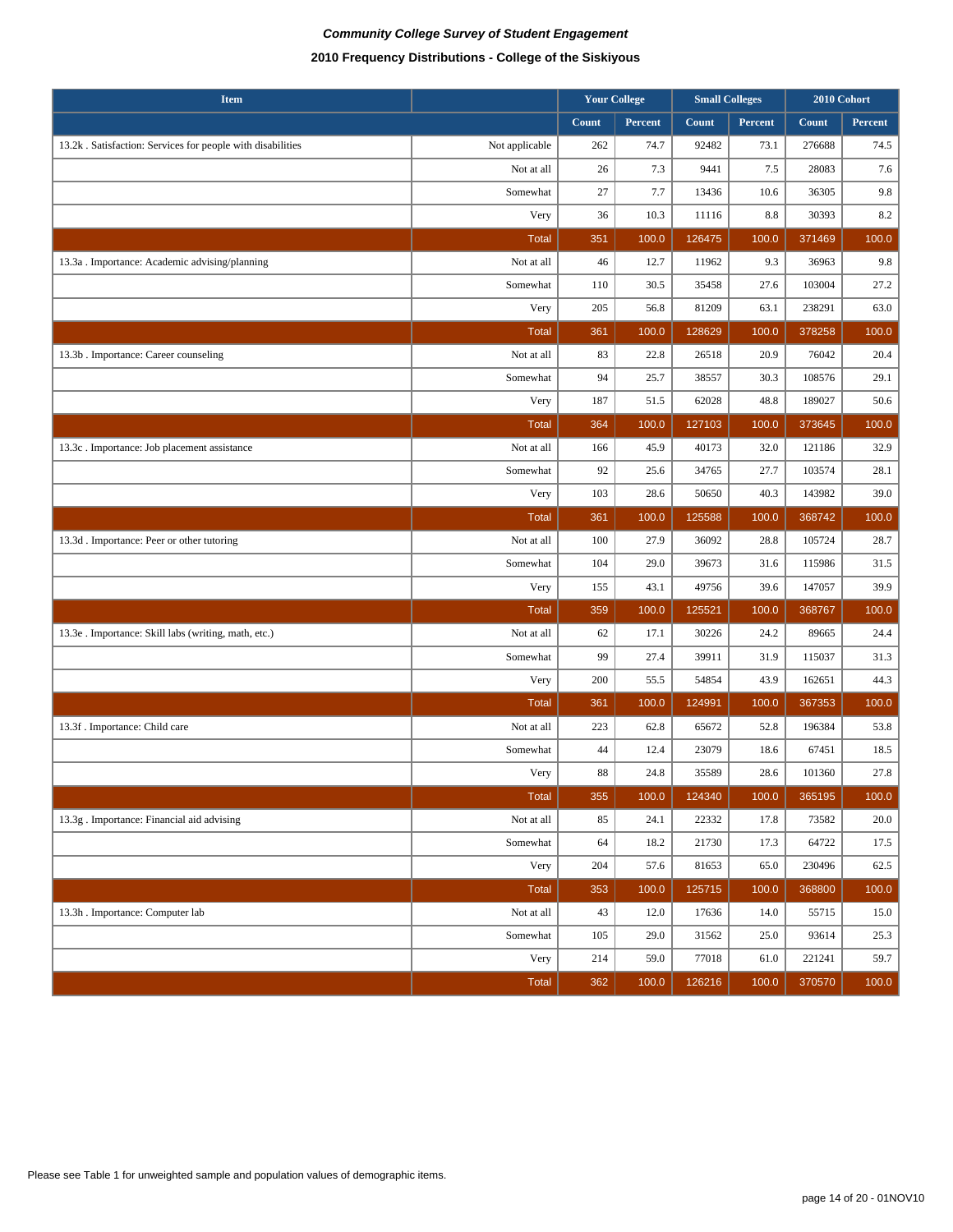***Community College Survey of Student Engagement***

**2010 Frequency Distributions - College of the Siskiyous**

| Item | | Your College | | Small Colleges | | 2010 Cohort | |
|---|---|---|---|---|---|---|---|
| | | Count | Percent | Count | Percent | Count | Percent |
| 13.2k . Satisfaction: Services for people with disabilities | Not applicable | 262 | 74.7 | 92482 | 73.1 | 276688 | 74.5 |
| | Not at all | 26 | 7.3 | 9441 | 7.5 | 28083 | 7.6 |
| | Somewhat | 27 | 7.7 | 13436 | 10.6 | 36305 | 9.8 |
| | Very | 36 | 10.3 | 11116 | 8.8 | 30393 | 8.2 |
| | Total | 351 | 100.0 | 126475 | 100.0 | 371469 | 100.0 |
| 13.3a . Importance: Academic advising/planning | Not at all | 46 | 12.7 | 11962 | 9.3 | 36963 | 9.8 |
| | Somewhat | 110 | 30.5 | 35458 | 27.6 | 103004 | 27.2 |
| | Very | 205 | 56.8 | 81209 | 63.1 | 238291 | 63.0 |
| | Total | 361 | 100.0 | 128629 | 100.0 | 378258 | 100.0 |
| 13.3b . Importance: Career counseling | Not at all | 83 | 22.8 | 26518 | 20.9 | 76042 | 20.4 |
| | Somewhat | 94 | 25.7 | 38557 | 30.3 | 108576 | 29.1 |
| | Very | 187 | 51.5 | 62028 | 48.8 | 189027 | 50.6 |
| | Total | 364 | 100.0 | 127103 | 100.0 | 373645 | 100.0 |
| 13.3c . Importance: Job placement assistance | Not at all | 166 | 45.9 | 40173 | 32.0 | 121186 | 32.9 |
| | Somewhat | 92 | 25.6 | 34765 | 27.7 | 103574 | 28.1 |
| | Very | 103 | 28.6 | 50650 | 40.3 | 143982 | 39.0 |
| | Total | 361 | 100.0 | 125588 | 100.0 | 368742 | 100.0 |
| 13.3d . Importance: Peer or other tutoring | Not at all | 100 | 27.9 | 36092 | 28.8 | 105724 | 28.7 |
| | Somewhat | 104 | 29.0 | 39673 | 31.6 | 115986 | 31.5 |
| | Very | 155 | 43.1 | 49756 | 39.6 | 147057 | 39.9 |
| | Total | 359 | 100.0 | 125521 | 100.0 | 368767 | 100.0 |
| 13.3e . Importance: Skill labs (writing, math, etc.) | Not at all | 62 | 17.1 | 30226 | 24.2 | 89665 | 24.4 |
| | Somewhat | 99 | 27.4 | 39911 | 31.9 | 115037 | 31.3 |
| | Very | 200 | 55.5 | 54854 | 43.9 | 162651 | 44.3 |
| | Total | 361 | 100.0 | 124991 | 100.0 | 367353 | 100.0 |
| 13.3f . Importance: Child care | Not at all | 223 | 62.8 | 65672 | 52.8 | 196384 | 53.8 |
| | Somewhat | 44 | 12.4 | 23079 | 18.6 | 67451 | 18.5 |
| | Very | 88 | 24.8 | 35589 | 28.6 | 101360 | 27.8 |
| | Total | 355 | 100.0 | 124340 | 100.0 | 365195 | 100.0 |
| 13.3g . Importance: Financial aid advising | Not at all | 85 | 24.1 | 22332 | 17.8 | 73582 | 20.0 |
| | Somewhat | 64 | 18.2 | 21730 | 17.3 | 64722 | 17.5 |
| | Very | 204 | 57.6 | 81653 | 65.0 | 230496 | 62.5 |
| | Total | 353 | 100.0 | 125715 | 100.0 | 368800 | 100.0 |
| 13.3h . Importance: Computer lab | Not at all | 43 | 12.0 | 17636 | 14.0 | 55715 | 15.0 |
| | Somewhat | 105 | 29.0 | 31562 | 25.0 | 93614 | 25.3 |
| | Very | 214 | 59.0 | 77018 | 61.0 | 221241 | 59.7 |
| | Total | 362 | 100.0 | 126216 | 100.0 | 370570 | 100.0 |

Please see Table 1 for unweighted sample and population values of demographic items.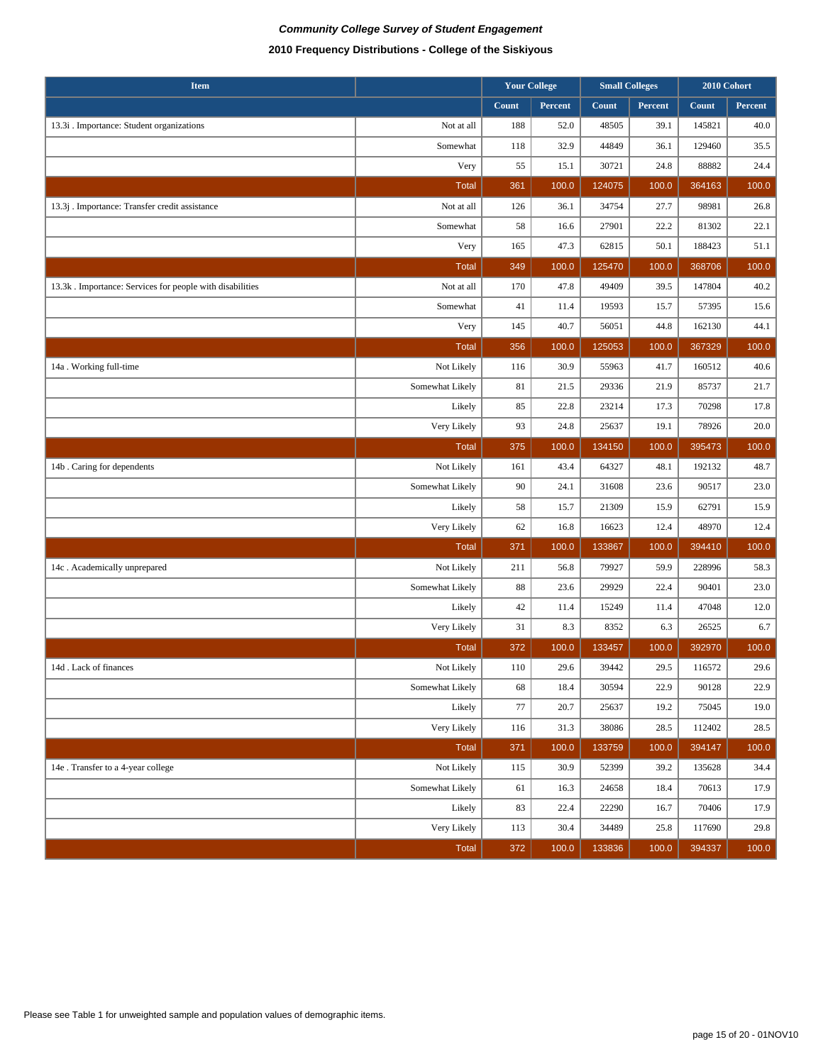*Community College Survey of Student Engagement*

**2010 Frequency Distributions - College of the Siskiyous**

| Item | | Your College | | Small Colleges | | 2010 Cohort | |
|---|---|---|---|---|---|---|---|
| | | Count | Percent | Count | Percent | Count | Percent |
| 13.3i . Importance: Student organizations | Not at all | 188 | 52.0 | 48505 | 39.1 | 145821 | 40.0 |
| | Somewhat | 118 | 32.9 | 44849 | 36.1 | 129460 | 35.5 |
| | Very | 55 | 15.1 | 30721 | 24.8 | 88882 | 24.4 |
| | Total | 361 | 100.0 | 124075 | 100.0 | 364163 | 100.0 |
| 13.3j . Importance: Transfer credit assistance | Not at all | 126 | 36.1 | 34754 | 27.7 | 98981 | 26.8 |
| | Somewhat | 58 | 16.6 | 27901 | 22.2 | 81302 | 22.1 |
| | Very | 165 | 47.3 | 62815 | 50.1 | 188423 | 51.1 |
| | Total | 349 | 100.0 | 125470 | 100.0 | 368706 | 100.0 |
| 13.3k . Importance: Services for people with disabilities | Not at all | 170 | 47.8 | 49409 | 39.5 | 147804 | 40.2 |
| | Somewhat | 41 | 11.4 | 19593 | 15.7 | 57395 | 15.6 |
| | Very | 145 | 40.7 | 56051 | 44.8 | 162130 | 44.1 |
| | Total | 356 | 100.0 | 125053 | 100.0 | 367329 | 100.0 |
| 14a . Working full-time | Not Likely | 116 | 30.9 | 55963 | 41.7 | 160512 | 40.6 |
| | Somewhat Likely | 81 | 21.5 | 29336 | 21.9 | 85737 | 21.7 |
| | Likely | 85 | 22.8 | 23214 | 17.3 | 70298 | 17.8 |
| | Very Likely | 93 | 24.8 | 25637 | 19.1 | 78926 | 20.0 |
| | Total | 375 | 100.0 | 134150 | 100.0 | 395473 | 100.0 |
| 14b . Caring for dependents | Not Likely | 161 | 43.4 | 64327 | 48.1 | 192132 | 48.7 |
| | Somewhat Likely | 90 | 24.1 | 31608 | 23.6 | 90517 | 23.0 |
| | Likely | 58 | 15.7 | 21309 | 15.9 | 62791 | 15.9 |
| | Very Likely | 62 | 16.8 | 16623 | 12.4 | 48970 | 12.4 |
| | Total | 371 | 100.0 | 133867 | 100.0 | 394410 | 100.0 |
| 14c . Academically unprepared | Not Likely | 211 | 56.8 | 79927 | 59.9 | 228996 | 58.3 |
| | Somewhat Likely | 88 | 23.6 | 29929 | 22.4 | 90401 | 23.0 |
| | Likely | 42 | 11.4 | 15249 | 11.4 | 47048 | 12.0 |
| | Very Likely | 31 | 8.3 | 8352 | 6.3 | 26525 | 6.7 |
| | Total | 372 | 100.0 | 133457 | 100.0 | 392970 | 100.0 |
| 14d . Lack of finances | Not Likely | 110 | 29.6 | 39442 | 29.5 | 116572 | 29.6 |
| | Somewhat Likely | 68 | 18.4 | 30594 | 22.9 | 90128 | 22.9 |
| | Likely | 77 | 20.7 | 25637 | 19.2 | 75045 | 19.0 |
| | Very Likely | 116 | 31.3 | 38086 | 28.5 | 112402 | 28.5 |
| | Total | 371 | 100.0 | 133759 | 100.0 | 394147 | 100.0 |
| 14e . Transfer to a 4-year college | Not Likely | 115 | 30.9 | 52399 | 39.2 | 135628 | 34.4 |
| | Somewhat Likely | 61 | 16.3 | 24658 | 18.4 | 70613 | 17.9 |
| | Likely | 83 | 22.4 | 22290 | 16.7 | 70406 | 17.9 |
| | Very Likely | 113 | 30.4 | 34489 | 25.8 | 117690 | 29.8 |
| | Total | 372 | 100.0 | 133836 | 100.0 | 394337 | 100.0 |

Please see Table 1 for unweighted sample and population values of demographic items.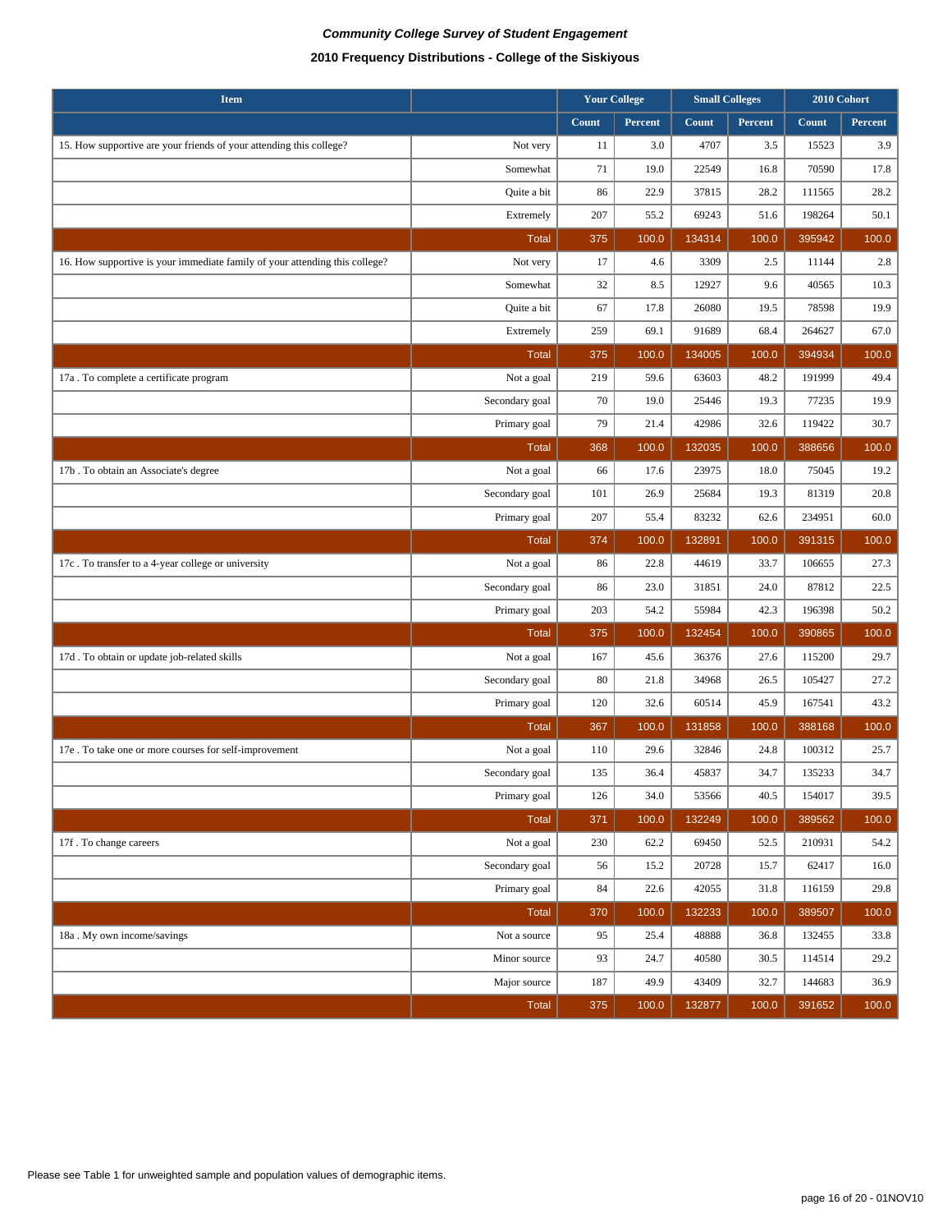***Community College Survey of Student Engagement***

**2010 Frequency Distributions - College of the Siskiyous**

| Item | | Your College | | Small Colleges | | 2010 Cohort | |
|---|---|---|---|---|---|---|---|
| | | Count | Percent | Count | Percent | Count | Percent |
| 15. How supportive are your friends of your attending this college? | Not very | 11 | 3.0 | 4707 | 3.5 | 15523 | 3.9 |
| | Somewhat | 71 | 19.0 | 22549 | 16.8 | 70590 | 17.8 |
| | Quite a bit | 86 | 22.9 | 37815 | 28.2 | 111565 | 28.2 |
| | Extremely | 207 | 55.2 | 69243 | 51.6 | 198264 | 50.1 |
| | Total | 375 | 100.0 | 134314 | 100.0 | 395942 | 100.0 |
| 16. How supportive is your immediate family of your attending this college? | Not very | 17 | 4.6 | 3309 | 2.5 | 11144 | 2.8 |
| | Somewhat | 32 | 8.5 | 12927 | 9.6 | 40565 | 10.3 |
| | Quite a bit | 67 | 17.8 | 26080 | 19.5 | 78598 | 19.9 |
| | Extremely | 259 | 69.1 | 91689 | 68.4 | 264627 | 67.0 |
| | Total | 375 | 100.0 | 134005 | 100.0 | 394934 | 100.0 |
| 17a . To complete a certificate program | Not a goal | 219 | 59.6 | 63603 | 48.2 | 191999 | 49.4 |
| | Secondary goal | 70 | 19.0 | 25446 | 19.3 | 77235 | 19.9 |
| | Primary goal | 79 | 21.4 | 42986 | 32.6 | 119422 | 30.7 |
| | Total | 368 | 100.0 | 132035 | 100.0 | 388656 | 100.0 |
| 17b . To obtain an Associate's degree | Not a goal | 66 | 17.6 | 23975 | 18.0 | 75045 | 19.2 |
| | Secondary goal | 101 | 26.9 | 25684 | 19.3 | 81319 | 20.8 |
| | Primary goal | 207 | 55.4 | 83232 | 62.6 | 234951 | 60.0 |
| | Total | 374 | 100.0 | 132891 | 100.0 | 391315 | 100.0 |
| 17c . To transfer to a 4-year college or university | Not a goal | 86 | 22.8 | 44619 | 33.7 | 106655 | 27.3 |
| | Secondary goal | 86 | 23.0 | 31851 | 24.0 | 87812 | 22.5 |
| | Primary goal | 203 | 54.2 | 55984 | 42.3 | 196398 | 50.2 |
| | Total | 375 | 100.0 | 132454 | 100.0 | 390865 | 100.0 |
| 17d . To obtain or update job-related skills | Not a goal | 167 | 45.6 | 36376 | 27.6 | 115200 | 29.7 |
| | Secondary goal | 80 | 21.8 | 34968 | 26.5 | 105427 | 27.2 |
| | Primary goal | 120 | 32.6 | 60514 | 45.9 | 167541 | 43.2 |
| | Total | 367 | 100.0 | 131858 | 100.0 | 388168 | 100.0 |
| 17e . To take one or more courses for self-improvement | Not a goal | 110 | 29.6 | 32846 | 24.8 | 100312 | 25.7 |
| | Secondary goal | 135 | 36.4 | 45837 | 34.7 | 135233 | 34.7 |
| | Primary goal | 126 | 34.0 | 53566 | 40.5 | 154017 | 39.5 |
| | Total | 371 | 100.0 | 132249 | 100.0 | 389562 | 100.0 |
| 17f . To change careers | Not a goal | 230 | 62.2 | 69450 | 52.5 | 210931 | 54.2 |
| | Secondary goal | 56 | 15.2 | 20728 | 15.7 | 62417 | 16.0 |
| | Primary goal | 84 | 22.6 | 42055 | 31.8 | 116159 | 29.8 |
| | Total | 370 | 100.0 | 132233 | 100.0 | 389507 | 100.0 |
| 18a . My own income/savings | Not a source | 95 | 25.4 | 48888 | 36.8 | 132455 | 33.8 |
| | Minor source | 93 | 24.7 | 40580 | 30.5 | 114514 | 29.2 |
| | Major source | 187 | 49.9 | 43409 | 32.7 | 144683 | 36.9 |
| | Total | 375 | 100.0 | 132877 | 100.0 | 391652 | 100.0 |

Please see Table 1 for unweighted sample and population values of demographic items.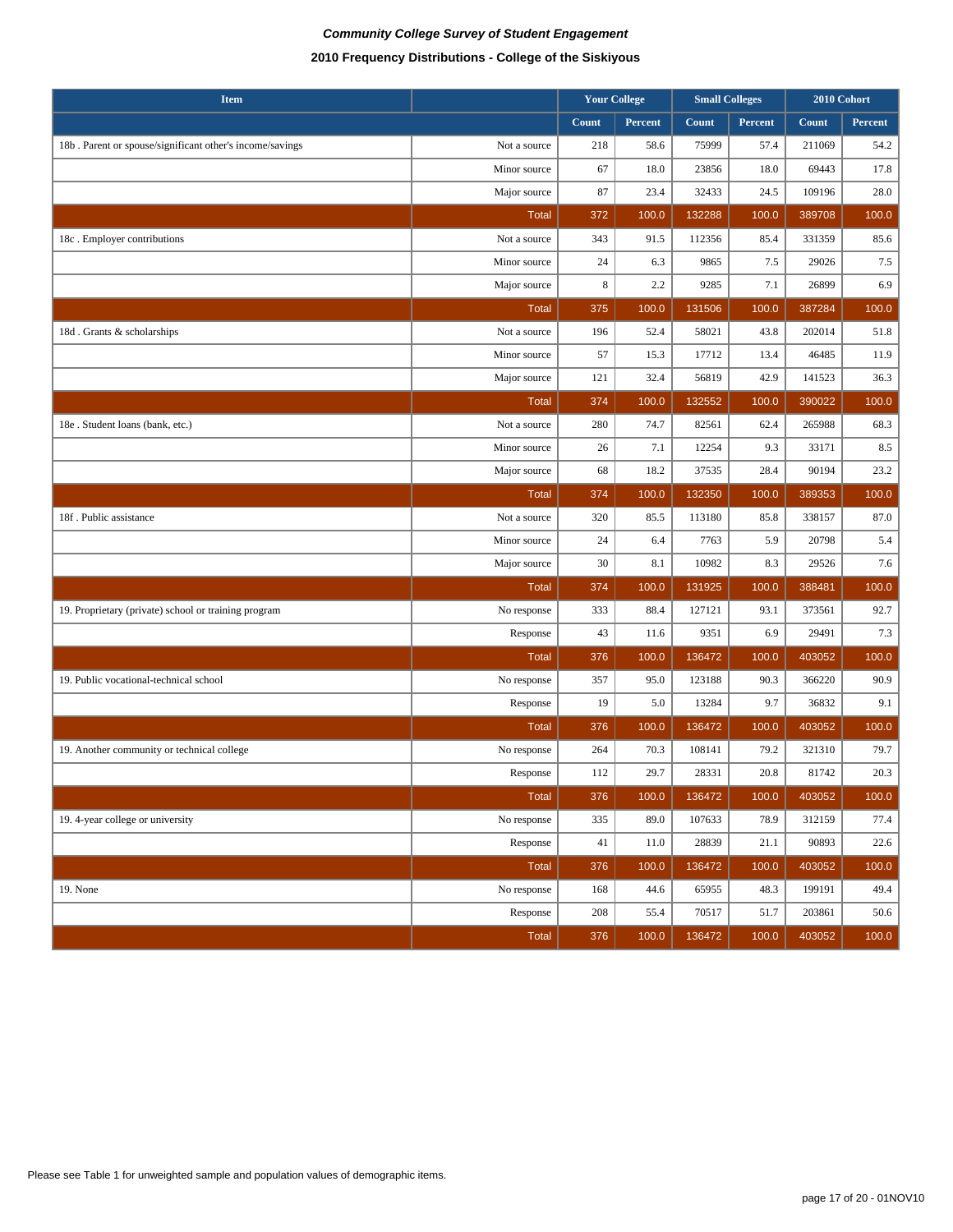*Community College Survey of Student Engagement*

**2010 Frequency Distributions - College of the Siskiyous**

| Item | | Your College | | Small Colleges | | 2010 Cohort | |
|---|---|---|---|---|---|---|---|
| | | Count | Percent | Count | Percent | Count | Percent |
| 18b . Parent or spouse/significant other's income/savings | Not a source | 218 | 58.6 | 75999 | 57.4 | 211069 | 54.2 |
| | Minor source | 67 | 18.0 | 23856 | 18.0 | 69443 | 17.8 |
| | Major source | 87 | 23.4 | 32433 | 24.5 | 109196 | 28.0 |
| | Total | 372 | 100.0 | 132288 | 100.0 | 389708 | 100.0 |
| 18c . Employer contributions | Not a source | 343 | 91.5 | 112356 | 85.4 | 331359 | 85.6 |
| | Minor source | 24 | 6.3 | 9865 | 7.5 | 29026 | 7.5 |
| | Major source | 8 | 2.2 | 9285 | 7.1 | 26899 | 6.9 |
| | Total | 375 | 100.0 | 131506 | 100.0 | 387284 | 100.0 |
| 18d . Grants & scholarships | Not a source | 196 | 52.4 | 58021 | 43.8 | 202014 | 51.8 |
| | Minor source | 57 | 15.3 | 17712 | 13.4 | 46485 | 11.9 |
| | Major source | 121 | 32.4 | 56819 | 42.9 | 141523 | 36.3 |
| | Total | 374 | 100.0 | 132552 | 100.0 | 390022 | 100.0 |
| 18e . Student loans (bank, etc.) | Not a source | 280 | 74.7 | 82561 | 62.4 | 265988 | 68.3 |
| | Minor source | 26 | 7.1 | 12254 | 9.3 | 33171 | 8.5 |
| | Major source | 68 | 18.2 | 37535 | 28.4 | 90194 | 23.2 |
| | Total | 374 | 100.0 | 132350 | 100.0 | 389353 | 100.0 |
| 18f . Public assistance | Not a source | 320 | 85.5 | 113180 | 85.8 | 338157 | 87.0 |
| | Minor source | 24 | 6.4 | 7763 | 5.9 | 20798 | 5.4 |
| | Major source | 30 | 8.1 | 10982 | 8.3 | 29526 | 7.6 |
| | Total | 374 | 100.0 | 131925 | 100.0 | 388481 | 100.0 |
| 19. Proprietary (private) school or training program | No response | 333 | 88.4 | 127121 | 93.1 | 373561 | 92.7 |
| | Response | 43 | 11.6 | 9351 | 6.9 | 29491 | 7.3 |
| | Total | 376 | 100.0 | 136472 | 100.0 | 403052 | 100.0 |
| 19. Public vocational-technical school | No response | 357 | 95.0 | 123188 | 90.3 | 366220 | 90.9 |
| | Response | 19 | 5.0 | 13284 | 9.7 | 36832 | 9.1 |
| | Total | 376 | 100.0 | 136472 | 100.0 | 403052 | 100.0 |
| 19. Another community or technical college | No response | 264 | 70.3 | 108141 | 79.2 | 321310 | 79.7 |
| | Response | 112 | 29.7 | 28331 | 20.8 | 81742 | 20.3 |
| | Total | 376 | 100.0 | 136472 | 100.0 | 403052 | 100.0 |
| 19. 4-year college or university | No response | 335 | 89.0 | 107633 | 78.9 | 312159 | 77.4 |
| | Response | 41 | 11.0 | 28839 | 21.1 | 90893 | 22.6 |
| | Total | 376 | 100.0 | 136472 | 100.0 | 403052 | 100.0 |
| 19. None | No response | 168 | 44.6 | 65955 | 48.3 | 199191 | 49.4 |
| | Response | 208 | 55.4 | 70517 | 51.7 | 203861 | 50.6 |
| | Total | 376 | 100.0 | 136472 | 100.0 | 403052 | 100.0 |

Please see Table 1 for unweighted sample and population values of demographic items.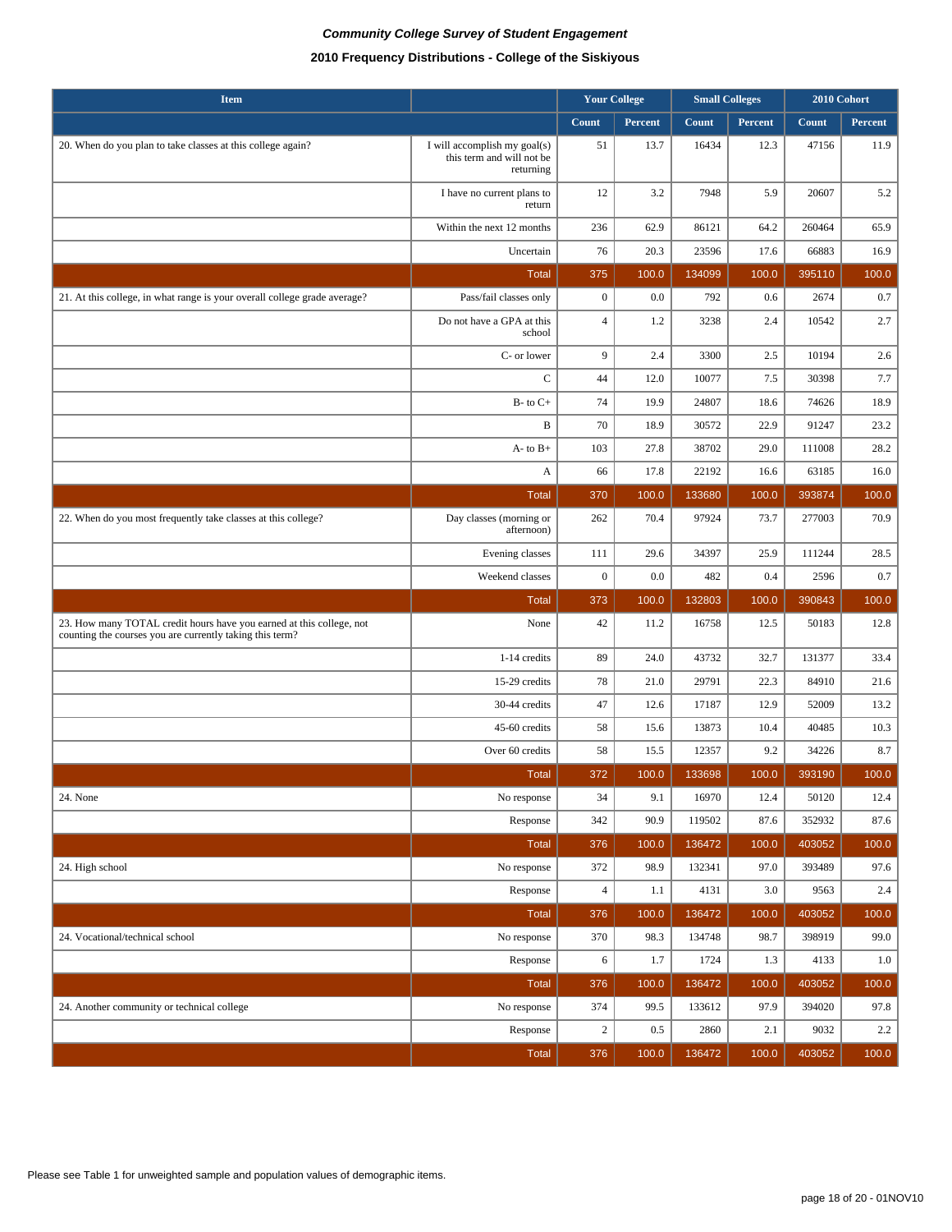***Community College Survey of Student Engagement***

**2010 Frequency Distributions - College of the Siskiyous**

| Item | | Your College | | Small Colleges | | 2010 Cohort | |
|---|---|---|---|---|---|---|---|
| | | Count | Percent | Count | Percent | Count | Percent |
| 20. When do you plan to take classes at this college again? | I will accomplish my goal(s) this term and will not be returning | 51 | 13.7 | 16434 | 12.3 | 47156 | 11.9 |
| | I have no current plans to return | 12 | 3.2 | 7948 | 5.9 | 20607 | 5.2 |
| | Within the next 12 months | 236 | 62.9 | 86121 | 64.2 | 260464 | 65.9 |
| | Uncertain | 76 | 20.3 | 23596 | 17.6 | 66883 | 16.9 |
| | Total | 375 | 100.0 | 134099 | 100.0 | 395110 | 100.0 |
| 21. At this college, in what range is your overall college grade average? | Pass/fail classes only | 0 | 0.0 | 792 | 0.6 | 2674 | 0.7 |
| | Do not have a GPA at this school | 4 | 1.2 | 3238 | 2.4 | 10542 | 2.7 |
| | C- or lower | 9 | 2.4 | 3300 | 2.5 | 10194 | 2.6 |
| | C | 44 | 12.0 | 10077 | 7.5 | 30398 | 7.7 |
| | B- to C+ | 74 | 19.9 | 24807 | 18.6 | 74626 | 18.9 |
| | B | 70 | 18.9 | 30572 | 22.9 | 91247 | 23.2 |
| | A- to B+ | 103 | 27.8 | 38702 | 29.0 | 111008 | 28.2 |
| | A | 66 | 17.8 | 22192 | 16.6 | 63185 | 16.0 |
| | Total | 370 | 100.0 | 133680 | 100.0 | 393874 | 100.0 |
| 22. When do you most frequently take classes at this college? | Day classes (morning or afternoon) | 262 | 70.4 | 97924 | 73.7 | 277003 | 70.9 |
| | Evening classes | 111 | 29.6 | 34397 | 25.9 | 111244 | 28.5 |
| | Weekend classes | 0 | 0.0 | 482 | 0.4 | 2596 | 0.7 |
| | Total | 373 | 100.0 | 132803 | 100.0 | 390843 | 100.0 |
| 23. How many TOTAL credit hours have you earned at this college, not counting the courses you are currently taking this term? | None | 42 | 11.2 | 16758 | 12.5 | 50183 | 12.8 |
| | 1-14 credits | 89 | 24.0 | 43732 | 32.7 | 131377 | 33.4 |
| | 15-29 credits | 78 | 21.0 | 29791 | 22.3 | 84910 | 21.6 |
| | 30-44 credits | 47 | 12.6 | 17187 | 12.9 | 52009 | 13.2 |
| | 45-60 credits | 58 | 15.6 | 13873 | 10.4 | 40485 | 10.3 |
| | Over 60 credits | 58 | 15.5 | 12357 | 9.2 | 34226 | 8.7 |
| | Total | 372 | 100.0 | 133698 | 100.0 | 393190 | 100.0 |
| 24. None | No response | 34 | 9.1 | 16970 | 12.4 | 50120 | 12.4 |
| | Response | 342 | 90.9 | 119502 | 87.6 | 352932 | 87.6 |
| | Total | 376 | 100.0 | 136472 | 100.0 | 403052 | 100.0 |
| 24. High school | No response | 372 | 98.9 | 132341 | 97.0 | 393489 | 97.6 |
| | Response | 4 | 1.1 | 4131 | 3.0 | 9563 | 2.4 |
| | Total | 376 | 100.0 | 136472 | 100.0 | 403052 | 100.0 |
| 24. Vocational/technical school | No response | 370 | 98.3 | 134748 | 98.7 | 398919 | 99.0 |
| | Response | 6 | 1.7 | 1724 | 1.3 | 4133 | 1.0 |
| | Total | 376 | 100.0 | 136472 | 100.0 | 403052 | 100.0 |
| 24. Another community or technical college | No response | 374 | 99.5 | 133612 | 97.9 | 394020 | 97.8 |
| | Response | 2 | 0.5 | 2860 | 2.1 | 9032 | 2.2 |
| | Total | 376 | 100.0 | 136472 | 100.0 | 403052 | 100.0 |

Please see Table 1 for unweighted sample and population values of demographic items.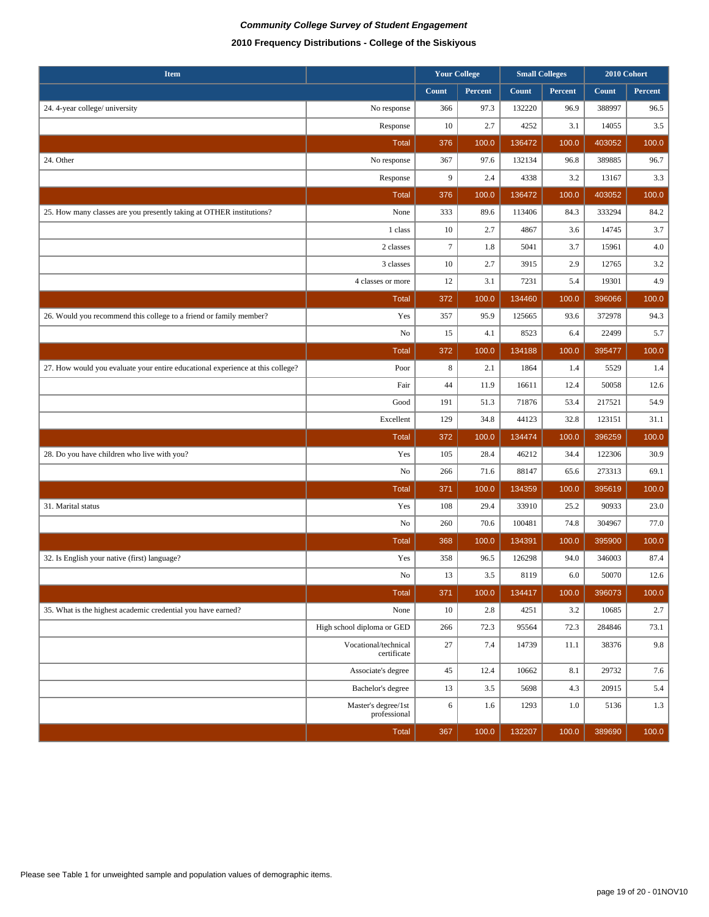***Community College Survey of Student Engagement***

**2010 Frequency Distributions - College of the Siskiyous**

| Item | | Your College | | Small Colleges | | 2010 Cohort | |
|---|---|---|---|---|---|---|---|
| | | Count | Percent | Count | Percent | Count | Percent |
| 24. 4-year college/ university | No response | 366 | 97.3 | 132220 | 96.9 | 388997 | 96.5 |
| | Response | 10 | 2.7 | 4252 | 3.1 | 14055 | 3.5 |
| | Total | 376 | 100.0 | 136472 | 100.0 | 403052 | 100.0 |
| 24. Other | No response | 367 | 97.6 | 132134 | 96.8 | 389885 | 96.7 |
| | Response | 9 | 2.4 | 4338 | 3.2 | 13167 | 3.3 |
| | Total | 376 | 100.0 | 136472 | 100.0 | 403052 | 100.0 |
| 25. How many classes are you presently taking at OTHER institutions? | None | 333 | 89.6 | 113406 | 84.3 | 333294 | 84.2 |
| | 1 class | 10 | 2.7 | 4867 | 3.6 | 14745 | 3.7 |
| | 2 classes | 7 | 1.8 | 5041 | 3.7 | 15961 | 4.0 |
| | 3 classes | 10 | 2.7 | 3915 | 2.9 | 12765 | 3.2 |
| | 4 classes or more | 12 | 3.1 | 7231 | 5.4 | 19301 | 4.9 |
| | Total | 372 | 100.0 | 134460 | 100.0 | 396066 | 100.0 |
| 26. Would you recommend this college to a friend or family member? | Yes | 357 | 95.9 | 125665 | 93.6 | 372978 | 94.3 |
| | No | 15 | 4.1 | 8523 | 6.4 | 22499 | 5.7 |
| | Total | 372 | 100.0 | 134188 | 100.0 | 395477 | 100.0 |
| 27. How would you evaluate your entire educational experience at this college? | Poor | 8 | 2.1 | 1864 | 1.4 | 5529 | 1.4 |
| | Fair | 44 | 11.9 | 16611 | 12.4 | 50058 | 12.6 |
| | Good | 191 | 51.3 | 71876 | 53.4 | 217521 | 54.9 |
| | Excellent | 129 | 34.8 | 44123 | 32.8 | 123151 | 31.1 |
| | Total | 372 | 100.0 | 134474 | 100.0 | 396259 | 100.0 |
| 28. Do you have children who live with you? | Yes | 105 | 28.4 | 46212 | 34.4 | 122306 | 30.9 |
| | No | 266 | 71.6 | 88147 | 65.6 | 273313 | 69.1 |
| | Total | 371 | 100.0 | 134359 | 100.0 | 395619 | 100.0 |
| 31. Marital status | Yes | 108 | 29.4 | 33910 | 25.2 | 90933 | 23.0 |
| | No | 260 | 70.6 | 100481 | 74.8 | 304967 | 77.0 |
| | Total | 368 | 100.0 | 134391 | 100.0 | 395900 | 100.0 |
| 32. Is English your native (first) language? | Yes | 358 | 96.5 | 126298 | 94.0 | 346003 | 87.4 |
| | No | 13 | 3.5 | 8119 | 6.0 | 50070 | 12.6 |
| | Total | 371 | 100.0 | 134417 | 100.0 | 396073 | 100.0 |
| 35. What is the highest academic credential you have earned? | None | 10 | 2.8 | 4251 | 3.2 | 10685 | 2.7 |
| | High school diploma or GED | 266 | 72.3 | 95564 | 72.3 | 284846 | 73.1 |
| | Vocational/technical certificate | 27 | 7.4 | 14739 | 11.1 | 38376 | 9.8 |
| | Associate's degree | 45 | 12.4 | 10662 | 8.1 | 29732 | 7.6 |
| | Bachelor's degree | 13 | 3.5 | 5698 | 4.3 | 20915 | 5.4 |
| | Master's degree/1st professional | 6 | 1.6 | 1293 | 1.0 | 5136 | 1.3 |
| | Total | 367 | 100.0 | 132207 | 100.0 | 389690 | 100.0 |

Please see Table 1 for unweighted sample and population values of demographic items.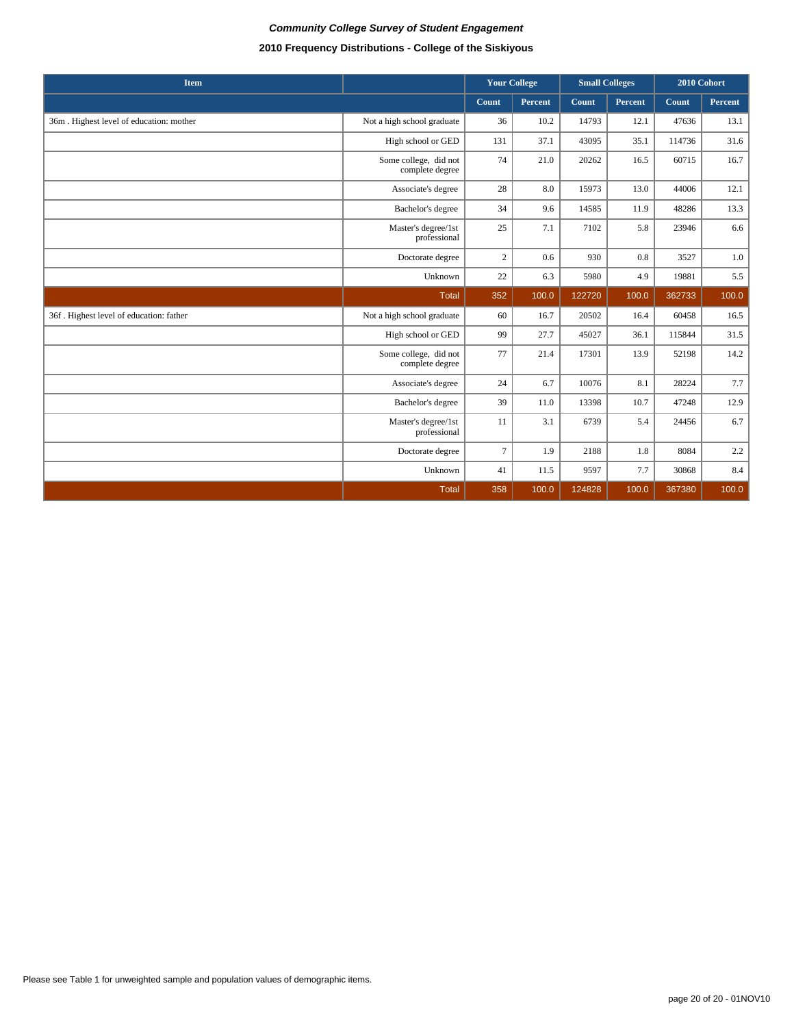***Community College Survey of Student Engagement***

**2010 Frequency Distributions - College of the Siskiyous**

| Item | | Your College | | Small Colleges | | 2010 Cohort | |
|---|---|---|---|---|---|---|---|
| | | Count | Percent | Count | Percent | Count | Percent |
| 36m . Highest level of education: mother | Not a high school graduate | 36 | 10.2 | 14793 | 12.1 | 47636 | 13.1 |
| | High school or GED | 131 | 37.1 | 43095 | 35.1 | 114736 | 31.6 |
| | Some college, did not complete degree | 74 | 21.0 | 20262 | 16.5 | 60715 | 16.7 |
| | Associate's degree | 28 | 8.0 | 15973 | 13.0 | 44006 | 12.1 |
| | Bachelor's degree | 34 | 9.6 | 14585 | 11.9 | 48286 | 13.3 |
| | Master's degree/1st professional | 25 | 7.1 | 7102 | 5.8 | 23946 | 6.6 |
| | Doctorate degree | 2 | 0.6 | 930 | 0.8 | 3527 | 1.0 |
| | Unknown | 22 | 6.3 | 5980 | 4.9 | 19881 | 5.5 |
| | Total | 352 | 100.0 | 122720 | 100.0 | 362733 | 100.0 |
| 36f . Highest level of education: father | Not a high school graduate | 60 | 16.7 | 20502 | 16.4 | 60458 | 16.5 |
| | High school or GED | 99 | 27.7 | 45027 | 36.1 | 115844 | 31.5 |
| | Some college, did not complete degree | 77 | 21.4 | 17301 | 13.9 | 52198 | 14.2 |
| | Associate's degree | 24 | 6.7 | 10076 | 8.1 | 28224 | 7.7 |
| | Bachelor's degree | 39 | 11.0 | 13398 | 10.7 | 47248 | 12.9 |
| | Master's degree/1st professional | 11 | 3.1 | 6739 | 5.4 | 24456 | 6.7 |
| | Doctorate degree | 7 | 1.9 | 2188 | 1.8 | 8084 | 2.2 |
| | Unknown | 41 | 11.5 | 9597 | 7.7 | 30868 | 8.4 |
| | Total | 358 | 100.0 | 124828 | 100.0 | 367380 | 100.0 |

Please see Table 1 for unweighted sample and population values of demographic items.